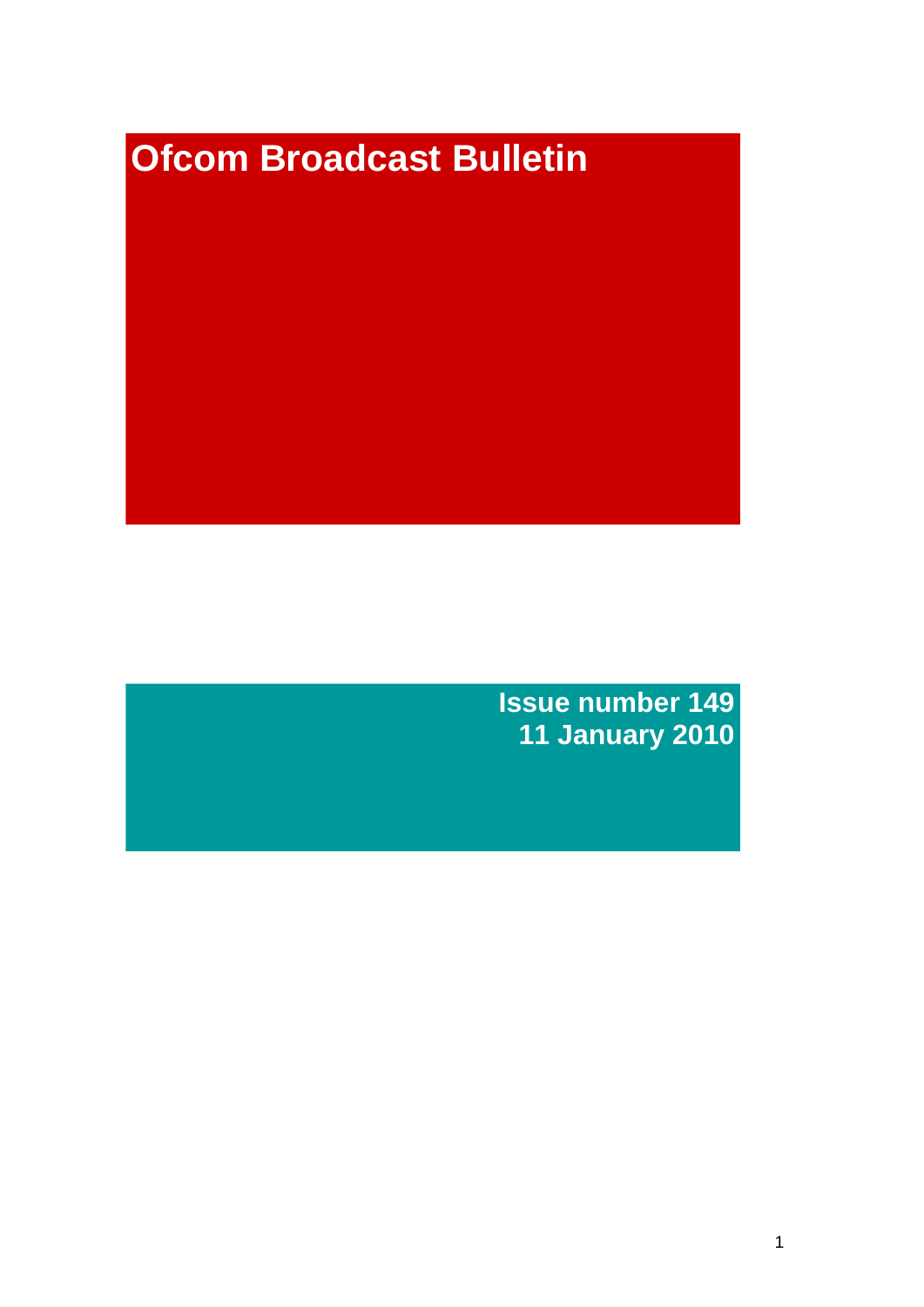# Ofcom Broadcast Bulletin

**Issue number 149**
**11 January 2010**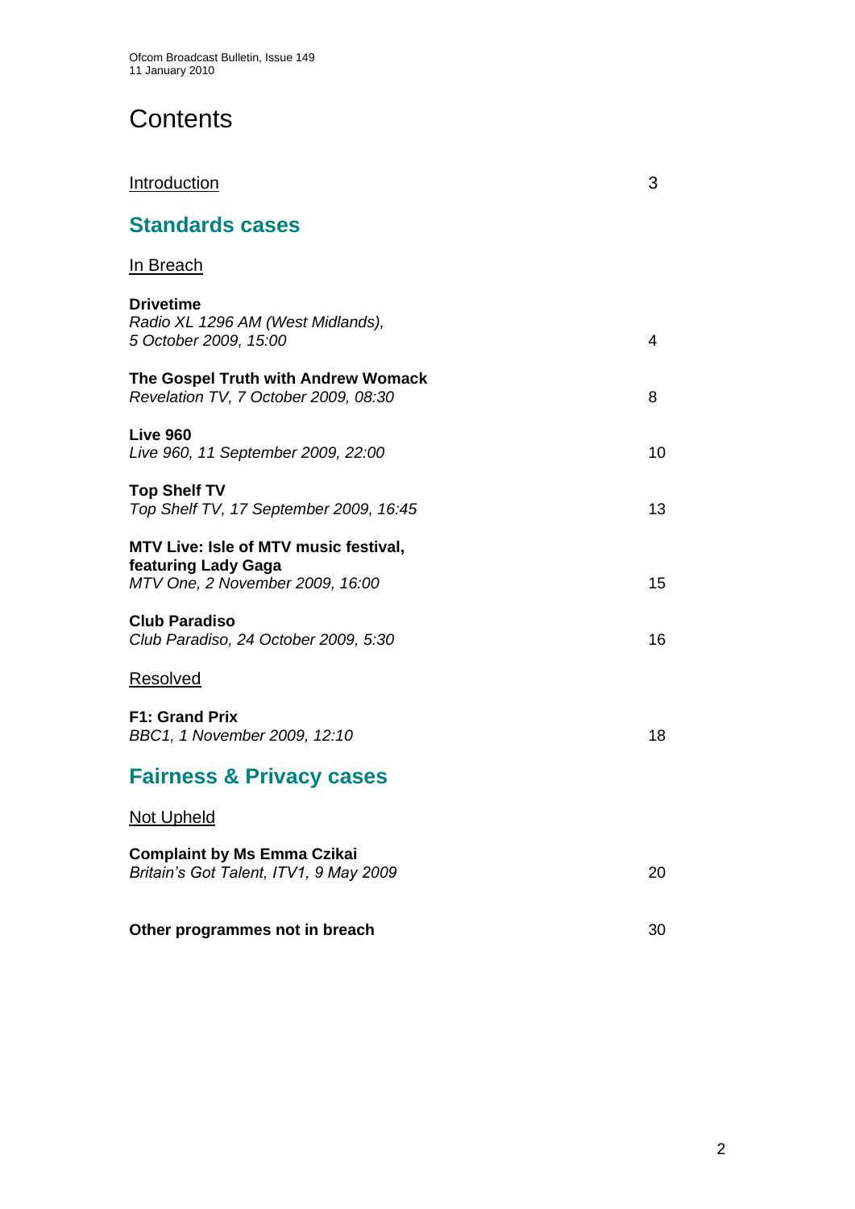# Contents

Introduction 3

## Standards cases

In Breach

**Drivetime**
*Radio XL 1296 AM (West Midlands), 5 October 2009, 15:00* 4

**The Gospel Truth with Andrew Womack**
*Revelation TV, 7 October 2009, 08:30* 8

**Live 960**
*Live 960, 11 September 2009, 22:00* 10

**Top Shelf TV**
*Top Shelf TV, 17 September 2009, 16:45* 13

**MTV Live: Isle of MTV music festival, featuring Lady Gaga**
*MTV One, 2 November 2009, 16:00* 15

**Club Paradiso**
*Club Paradiso, 24 October 2009, 5:30* 16

Resolved

**F1: Grand Prix**
*BBC1, 1 November 2009, 12:10* 18

## Fairness & Privacy cases

Not Upheld

**Complaint by Ms Emma Czikai**
*Britain's Got Talent, ITV1, 9 May 2009* 20

**Other programmes not in breach** 30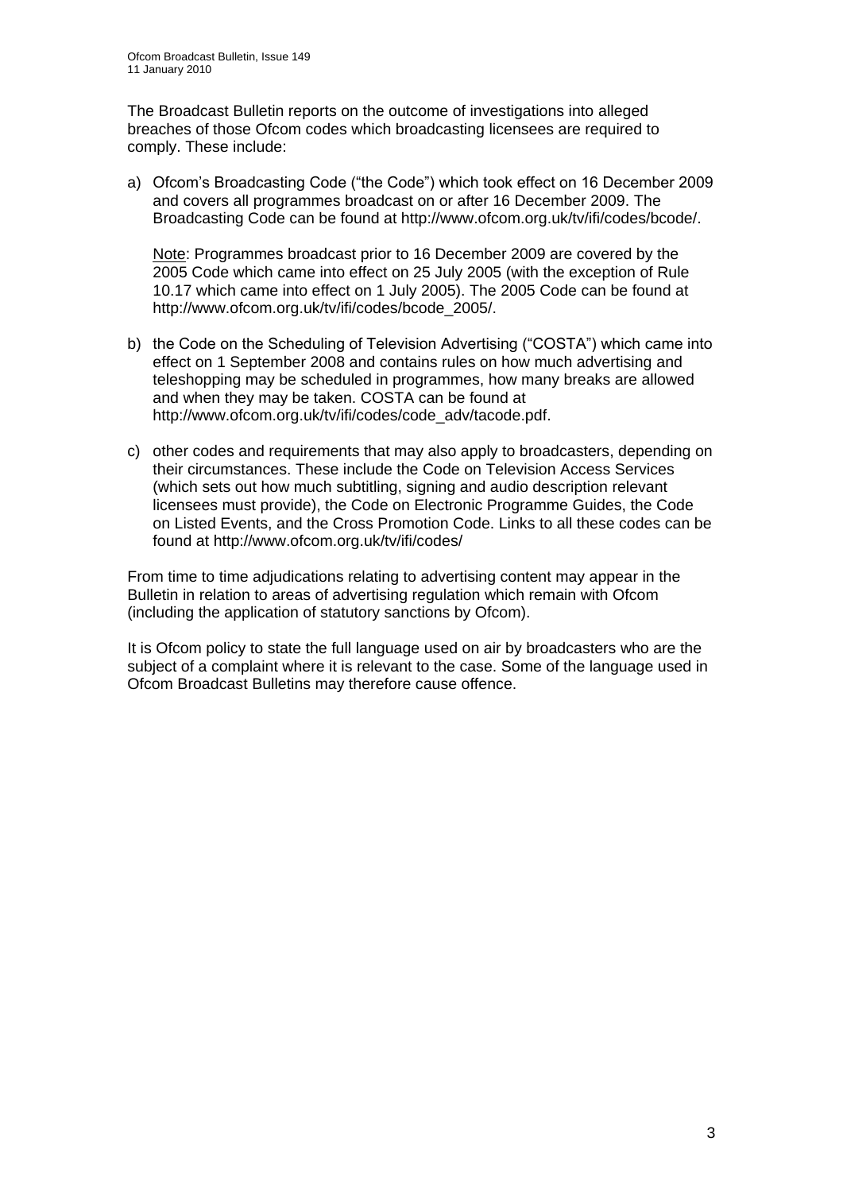The Broadcast Bulletin reports on the outcome of investigations into alleged breaches of those Ofcom codes which broadcasting licensees are required to comply. These include:

a) Ofcom's Broadcasting Code ("the Code") which took effect on 16 December 2009 and covers all programmes broadcast on or after 16 December 2009. The Broadcasting Code can be found at http://www.ofcom.org.uk/tv/ifi/codes/bcode/.

   Note: Programmes broadcast prior to 16 December 2009 are covered by the 2005 Code which came into effect on 25 July 2005 (with the exception of Rule 10.17 which came into effect on 1 July 2005). The 2005 Code can be found at http://www.ofcom.org.uk/tv/ifi/codes/bcode_2005/.

b) the Code on the Scheduling of Television Advertising ("COSTA") which came into effect on 1 September 2008 and contains rules on how much advertising and teleshopping may be scheduled in programmes, how many breaks are allowed and when they may be taken. COSTA can be found at http://www.ofcom.org.uk/tv/ifi/codes/code_adv/tacode.pdf.

c) other codes and requirements that may also apply to broadcasters, depending on their circumstances. These include the Code on Television Access Services (which sets out how much subtitling, signing and audio description relevant licensees must provide), the Code on Electronic Programme Guides, the Code on Listed Events, and the Cross Promotion Code. Links to all these codes can be found at http://www.ofcom.org.uk/tv/ifi/codes/

From time to time adjudications relating to advertising content may appear in the Bulletin in relation to areas of advertising regulation which remain with Ofcom (including the application of statutory sanctions by Ofcom).

It is Ofcom policy to state the full language used on air by broadcasters who are the subject of a complaint where it is relevant to the case. Some of the language used in Ofcom Broadcast Bulletins may therefore cause offence.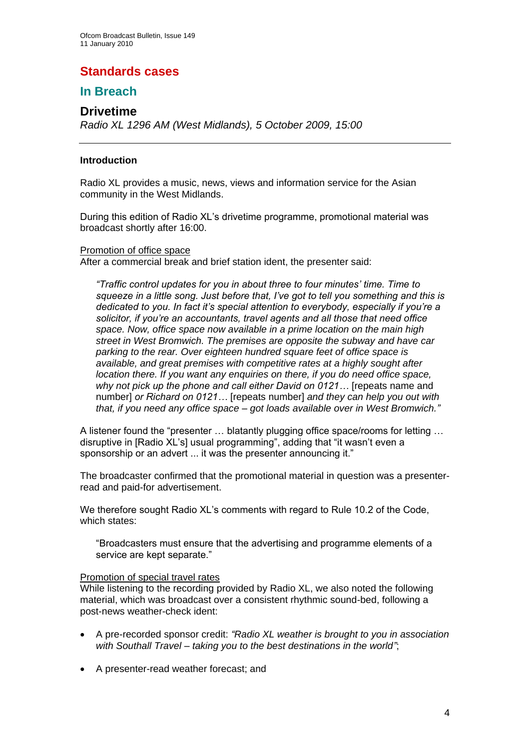# Standards cases

## In Breach

### Drivetime

*Radio XL 1296 AM (West Midlands), 5 October 2009, 15:00*

---

**Introduction**

Radio XL provides a music, news, views and information service for the Asian community in the West Midlands.

During this edition of Radio XL's drivetime programme, promotional material was broadcast shortly after 16:00.

Promotion of office space

After a commercial break and brief station ident, the presenter said:

> *"Traffic control updates for you in about three to four minutes' time. Time to squeeze in a little song. Just before that, I've got to tell you something and this is dedicated to you. In fact it's special attention to everybody, especially if you're a solicitor, if you're an accountants, travel agents and all those that need office space. Now, office space now available in a prime location on the main high street in West Bromwich. The premises are opposite the subway and have car parking to the rear. Over eighteen hundred square feet of office space is available, and great premises with competitive rates at a highly sought after location there. If you want any enquiries on there, if you do need office space, why not pick up the phone and call either David on 0121…* [repeats name and number] *or Richard on 0121…* [repeats number] *and they can help you out with that, if you need any office space – got loads available over in West Bromwich."*

A listener found the "presenter … blatantly plugging office space/rooms for letting … disruptive in [Radio XL's] usual programming", adding that "it wasn't even a sponsorship or an advert ... it was the presenter announcing it."

The broadcaster confirmed that the promotional material in question was a presenter-read and paid-for advertisement.

We therefore sought Radio XL's comments with regard to Rule 10.2 of the Code, which states:

> "Broadcasters must ensure that the advertising and programme elements of a service are kept separate."

Promotion of special travel rates

While listening to the recording provided by Radio XL, we also noted the following material, which was broadcast over a consistent rhythmic sound-bed, following a post-news weather-check ident:

- A pre-recorded sponsor credit: *"Radio XL weather is brought to you in association with Southall Travel – taking you to the best destinations in the world"*;
- A presenter-read weather forecast; and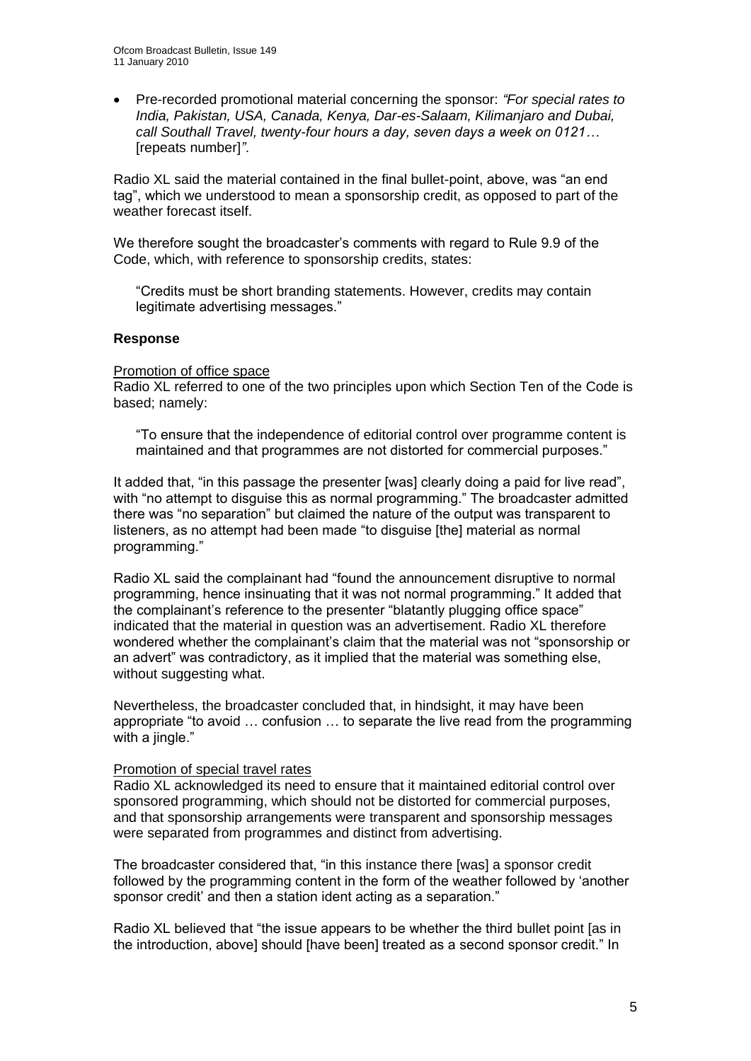- Pre-recorded promotional material concerning the sponsor: *"For special rates to India, Pakistan, USA, Canada, Kenya, Dar-es-Salaam, Kilimanjaro and Dubai, call Southall Travel, twenty-four hours a day, seven days a week on 0121…* [repeats number]*"*.

Radio XL said the material contained in the final bullet-point, above, was "an end tag", which we understood to mean a sponsorship credit, as opposed to part of the weather forecast itself.

We therefore sought the broadcaster's comments with regard to Rule 9.9 of the Code, which, with reference to sponsorship credits, states:

> "Credits must be short branding statements. However, credits may contain legitimate advertising messages."

**Response**

Promotion of office space

Radio XL referred to one of the two principles upon which Section Ten of the Code is based; namely:

> "To ensure that the independence of editorial control over programme content is maintained and that programmes are not distorted for commercial purposes."

It added that, "in this passage the presenter [was] clearly doing a paid for live read", with "no attempt to disguise this as normal programming." The broadcaster admitted there was "no separation" but claimed the nature of the output was transparent to listeners, as no attempt had been made "to disguise [the] material as normal programming."

Radio XL said the complainant had "found the announcement disruptive to normal programming, hence insinuating that it was not normal programming." It added that the complainant's reference to the presenter "blatantly plugging office space" indicated that the material in question was an advertisement. Radio XL therefore wondered whether the complainant's claim that the material was not "sponsorship or an advert" was contradictory, as it implied that the material was something else, without suggesting what.

Nevertheless, the broadcaster concluded that, in hindsight, it may have been appropriate "to avoid … confusion … to separate the live read from the programming with a jingle."

Promotion of special travel rates

Radio XL acknowledged its need to ensure that it maintained editorial control over sponsored programming, which should not be distorted for commercial purposes, and that sponsorship arrangements were transparent and sponsorship messages were separated from programmes and distinct from advertising.

The broadcaster considered that, "in this instance there [was] a sponsor credit followed by the programming content in the form of the weather followed by 'another sponsor credit' and then a station ident acting as a separation."

Radio XL believed that "the issue appears to be whether the third bullet point [as in the introduction, above] should [have been] treated as a second sponsor credit." In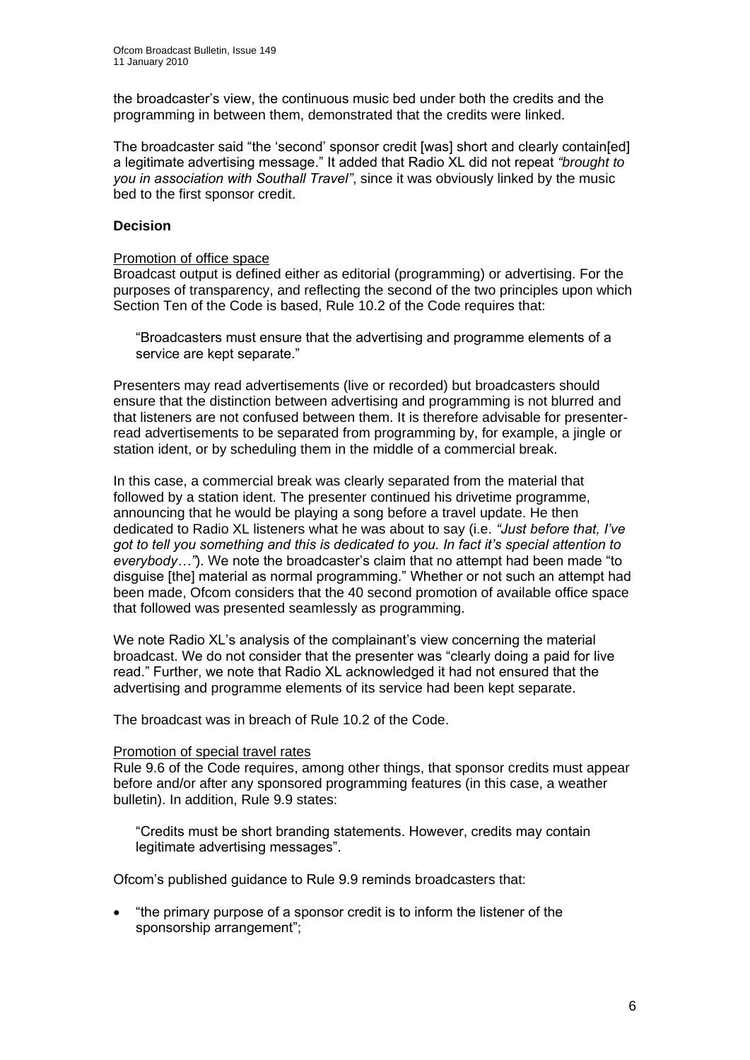the broadcaster's view, the continuous music bed under both the credits and the programming in between them, demonstrated that the credits were linked.

The broadcaster said "the 'second' sponsor credit [was] short and clearly contain[ed] a legitimate advertising message." It added that Radio XL did not repeat *"brought to you in association with Southall Travel"*, since it was obviously linked by the music bed to the first sponsor credit.

**Decision**

Promotion of office space

Broadcast output is defined either as editorial (programming) or advertising. For the purposes of transparency, and reflecting the second of the two principles upon which Section Ten of the Code is based, Rule 10.2 of the Code requires that:

> "Broadcasters must ensure that the advertising and programme elements of a service are kept separate."

Presenters may read advertisements (live or recorded) but broadcasters should ensure that the distinction between advertising and programming is not blurred and that listeners are not confused between them. It is therefore advisable for presenter-read advertisements to be separated from programming by, for example, a jingle or station ident, or by scheduling them in the middle of a commercial break.

In this case, a commercial break was clearly separated from the material that followed by a station ident. The presenter continued his drivetime programme, announcing that he would be playing a song before a travel update. He then dedicated to Radio XL listeners what he was about to say (i.e. *"Just before that, I've got to tell you something and this is dedicated to you. In fact it's special attention to everybody…"*). We note the broadcaster's claim that no attempt had been made "to disguise [the] material as normal programming." Whether or not such an attempt had been made, Ofcom considers that the 40 second promotion of available office space that followed was presented seamlessly as programming.

We note Radio XL's analysis of the complainant's view concerning the material broadcast. We do not consider that the presenter was "clearly doing a paid for live read." Further, we note that Radio XL acknowledged it had not ensured that the advertising and programme elements of its service had been kept separate.

The broadcast was in breach of Rule 10.2 of the Code.

Promotion of special travel rates

Rule 9.6 of the Code requires, among other things, that sponsor credits must appear before and/or after any sponsored programming features (in this case, a weather bulletin). In addition, Rule 9.9 states:

> "Credits must be short branding statements. However, credits may contain legitimate advertising messages".

Ofcom's published guidance to Rule 9.9 reminds broadcasters that:

- "the primary purpose of a sponsor credit is to inform the listener of the sponsorship arrangement";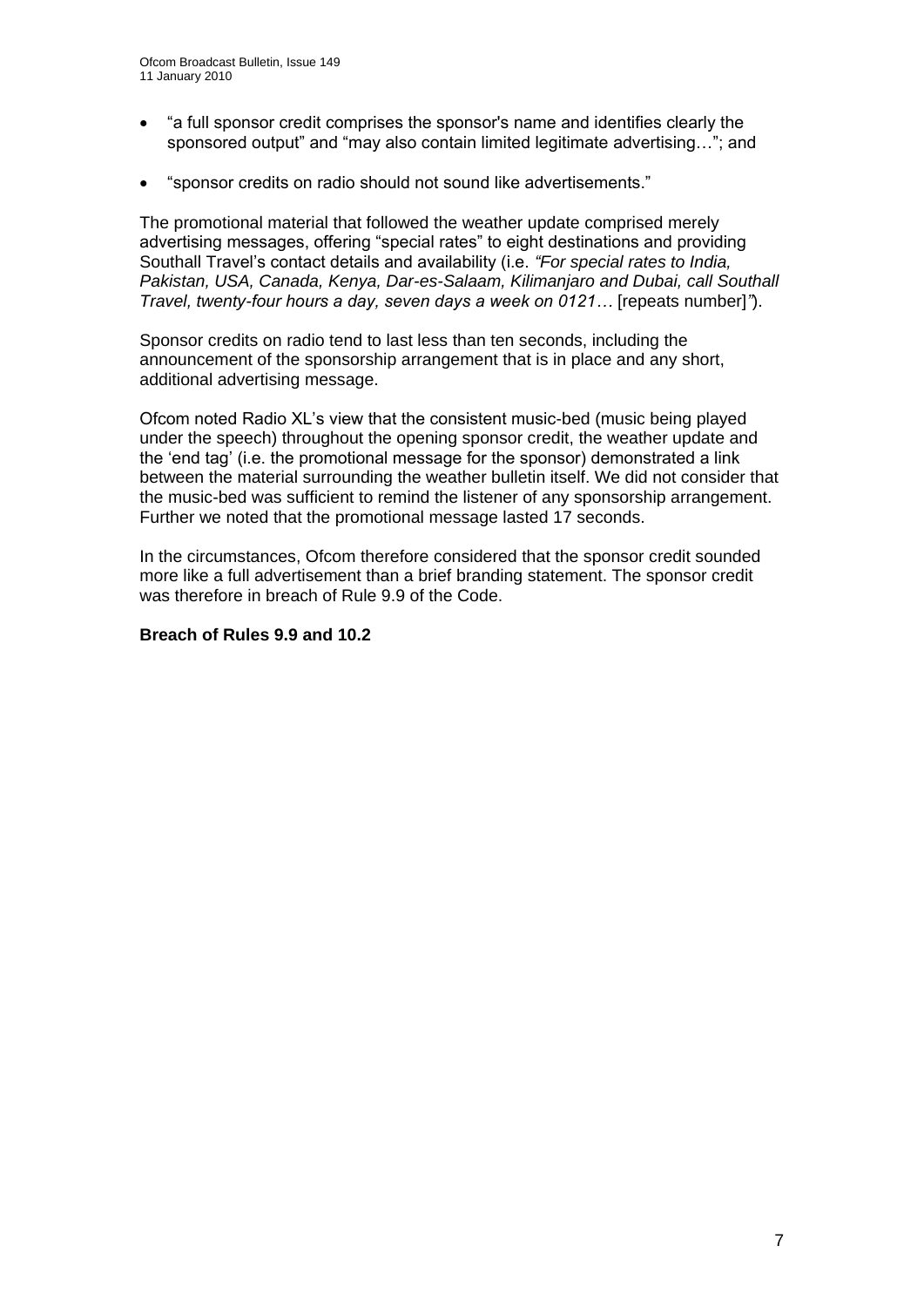- "a full sponsor credit comprises the sponsor's name and identifies clearly the sponsored output" and "may also contain limited legitimate advertising…"; and
- "sponsor credits on radio should not sound like advertisements."

The promotional material that followed the weather update comprised merely advertising messages, offering "special rates" to eight destinations and providing Southall Travel's contact details and availability (i.e. *"For special rates to India, Pakistan, USA, Canada, Kenya, Dar-es-Salaam, Kilimanjaro and Dubai, call Southall Travel, twenty-four hours a day, seven days a week on 0121…* [repeats number]*"*).

Sponsor credits on radio tend to last less than ten seconds, including the announcement of the sponsorship arrangement that is in place and any short, additional advertising message.

Ofcom noted Radio XL's view that the consistent music-bed (music being played under the speech) throughout the opening sponsor credit, the weather update and the 'end tag' (i.e. the promotional message for the sponsor) demonstrated a link between the material surrounding the weather bulletin itself. We did not consider that the music-bed was sufficient to remind the listener of any sponsorship arrangement. Further we noted that the promotional message lasted 17 seconds.

In the circumstances, Ofcom therefore considered that the sponsor credit sounded more like a full advertisement than a brief branding statement. The sponsor credit was therefore in breach of Rule 9.9 of the Code.

**Breach of Rules 9.9 and 10.2**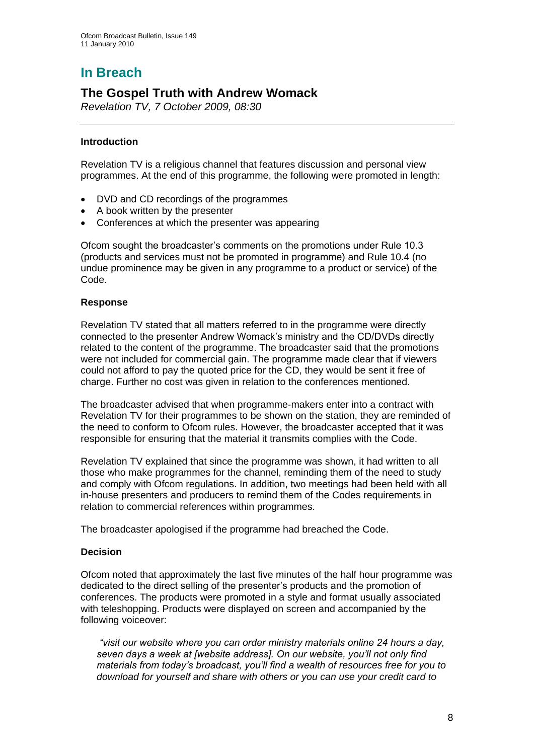# In Breach

## The Gospel Truth with Andrew Womack

*Revelation TV, 7 October 2009, 08:30*

---

### Introduction

Revelation TV is a religious channel that features discussion and personal view programmes. At the end of this programme, the following were promoted in length:

- DVD and CD recordings of the programmes
- A book written by the presenter
- Conferences at which the presenter was appearing

Ofcom sought the broadcaster's comments on the promotions under Rule 10.3 (products and services must not be promoted in programme) and Rule 10.4 (no undue prominence may be given in any programme to a product or service) of the Code.

### Response

Revelation TV stated that all matters referred to in the programme were directly connected to the presenter Andrew Womack's ministry and the CD/DVDs directly related to the content of the programme. The broadcaster said that the promotions were not included for commercial gain. The programme made clear that if viewers could not afford to pay the quoted price for the CD, they would be sent it free of charge. Further no cost was given in relation to the conferences mentioned.

The broadcaster advised that when programme-makers enter into a contract with Revelation TV for their programmes to be shown on the station, they are reminded of the need to conform to Ofcom rules. However, the broadcaster accepted that it was responsible for ensuring that the material it transmits complies with the Code.

Revelation TV explained that since the programme was shown, it had written to all those who make programmes for the channel, reminding them of the need to study and comply with Ofcom regulations. In addition, two meetings had been held with all in-house presenters and producers to remind them of the Codes requirements in relation to commercial references within programmes.

The broadcaster apologised if the programme had breached the Code.

### Decision

Ofcom noted that approximately the last five minutes of the half hour programme was dedicated to the direct selling of the presenter's products and the promotion of conferences. The products were promoted in a style and format usually associated with teleshopping. Products were displayed on screen and accompanied by the following voiceover:

> *"visit our website where you can order ministry materials online 24 hours a day, seven days a week at [website address]. On our website, you'll not only find materials from today's broadcast, you'll find a wealth of resources free for you to download for yourself and share with others or you can use your credit card to*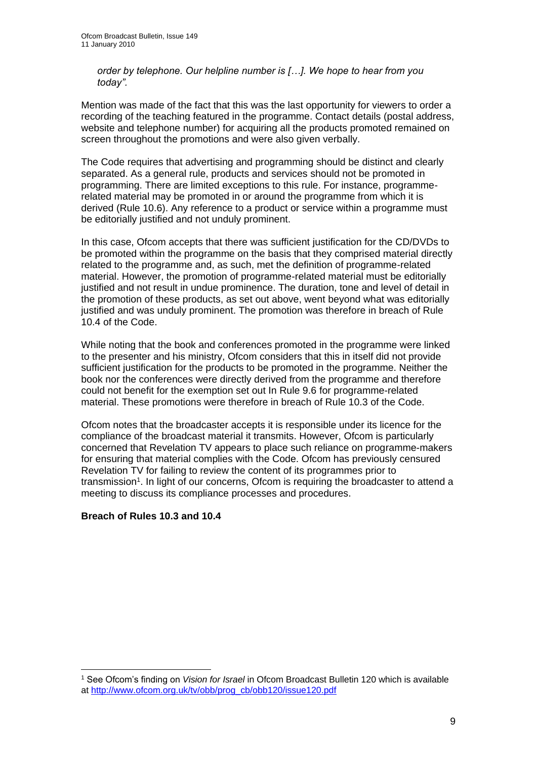*order by telephone. Our helpline number is […]. We hope to hear from you today".*

Mention was made of the fact that this was the last opportunity for viewers to order a recording of the teaching featured in the programme. Contact details (postal address, website and telephone number) for acquiring all the products promoted remained on screen throughout the promotions and were also given verbally.

The Code requires that advertising and programming should be distinct and clearly separated. As a general rule, products and services should not be promoted in programming. There are limited exceptions to this rule. For instance, programme-related material may be promoted in or around the programme from which it is derived (Rule 10.6). Any reference to a product or service within a programme must be editorially justified and not unduly prominent.

In this case, Ofcom accepts that there was sufficient justification for the CD/DVDs to be promoted within the programme on the basis that they comprised material directly related to the programme and, as such, met the definition of programme-related material. However, the promotion of programme-related material must be editorially justified and not result in undue prominence. The duration, tone and level of detail in the promotion of these products, as set out above, went beyond what was editorially justified and was unduly prominent. The promotion was therefore in breach of Rule 10.4 of the Code.

While noting that the book and conferences promoted in the programme were linked to the presenter and his ministry, Ofcom considers that this in itself did not provide sufficient justification for the products to be promoted in the programme. Neither the book nor the conferences were directly derived from the programme and therefore could not benefit for the exemption set out In Rule 9.6 for programme-related material. These promotions were therefore in breach of Rule 10.3 of the Code.

Ofcom notes that the broadcaster accepts it is responsible under its licence for the compliance of the broadcast material it transmits. However, Ofcom is particularly concerned that Revelation TV appears to place such reliance on programme-makers for ensuring that material complies with the Code. Ofcom has previously censured Revelation TV for failing to review the content of its programmes prior to transmission[1]. In light of our concerns, Ofcom is requiring the broadcaster to attend a meeting to discuss its compliance processes and procedures.

**Breach of Rules 10.3 and 10.4**

[1] See Ofcom's finding on *Vision for Israel* in Ofcom Broadcast Bulletin 120 which is available at http://www.ofcom.org.uk/tv/obb/prog_cb/obb120/issue120.pdf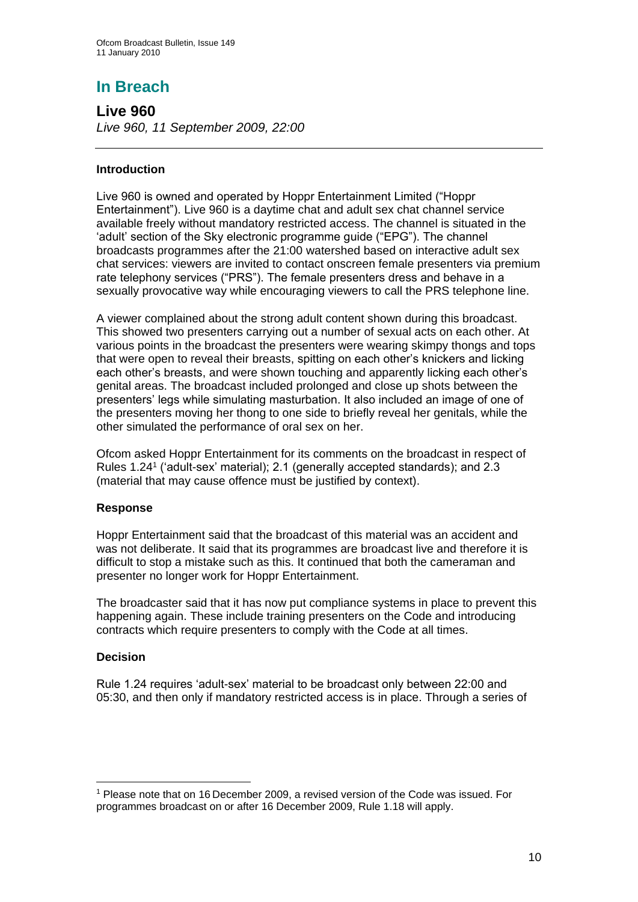## In Breach

### Live 960

*Live 960, 11 September 2009, 22:00*

---

**Introduction**

Live 960 is owned and operated by Hoppr Entertainment Limited ("Hoppr Entertainment"). Live 960 is a daytime chat and adult sex chat channel service available freely without mandatory restricted access. The channel is situated in the 'adult' section of the Sky electronic programme guide ("EPG"). The channel broadcasts programmes after the 21:00 watershed based on interactive adult sex chat services: viewers are invited to contact onscreen female presenters via premium rate telephony services ("PRS"). The female presenters dress and behave in a sexually provocative way while encouraging viewers to call the PRS telephone line.

A viewer complained about the strong adult content shown during this broadcast. This showed two presenters carrying out a number of sexual acts on each other. At various points in the broadcast the presenters were wearing skimpy thongs and tops that were open to reveal their breasts, spitting on each other's knickers and licking each other's breasts, and were shown touching and apparently licking each other's genital areas. The broadcast included prolonged and close up shots between the presenters' legs while simulating masturbation. It also included an image of one of the presenters moving her thong to one side to briefly reveal her genitals, while the other simulated the performance of oral sex on her.

Ofcom asked Hoppr Entertainment for its comments on the broadcast in respect of Rules 1.24[1] ('adult-sex' material); 2.1 (generally accepted standards); and 2.3 (material that may cause offence must be justified by context).

**Response**

Hoppr Entertainment said that the broadcast of this material was an accident and was not deliberate. It said that its programmes are broadcast live and therefore it is difficult to stop a mistake such as this. It continued that both the cameraman and presenter no longer work for Hoppr Entertainment.

The broadcaster said that it has now put compliance systems in place to prevent this happening again. These include training presenters on the Code and introducing contracts which require presenters to comply with the Code at all times.

**Decision**

Rule 1.24 requires 'adult-sex' material to be broadcast only between 22:00 and 05:30, and then only if mandatory restricted access is in place. Through a series of

---

[1] Please note that on 16 December 2009, a revised version of the Code was issued. For programmes broadcast on or after 16 December 2009, Rule 1.18 will apply.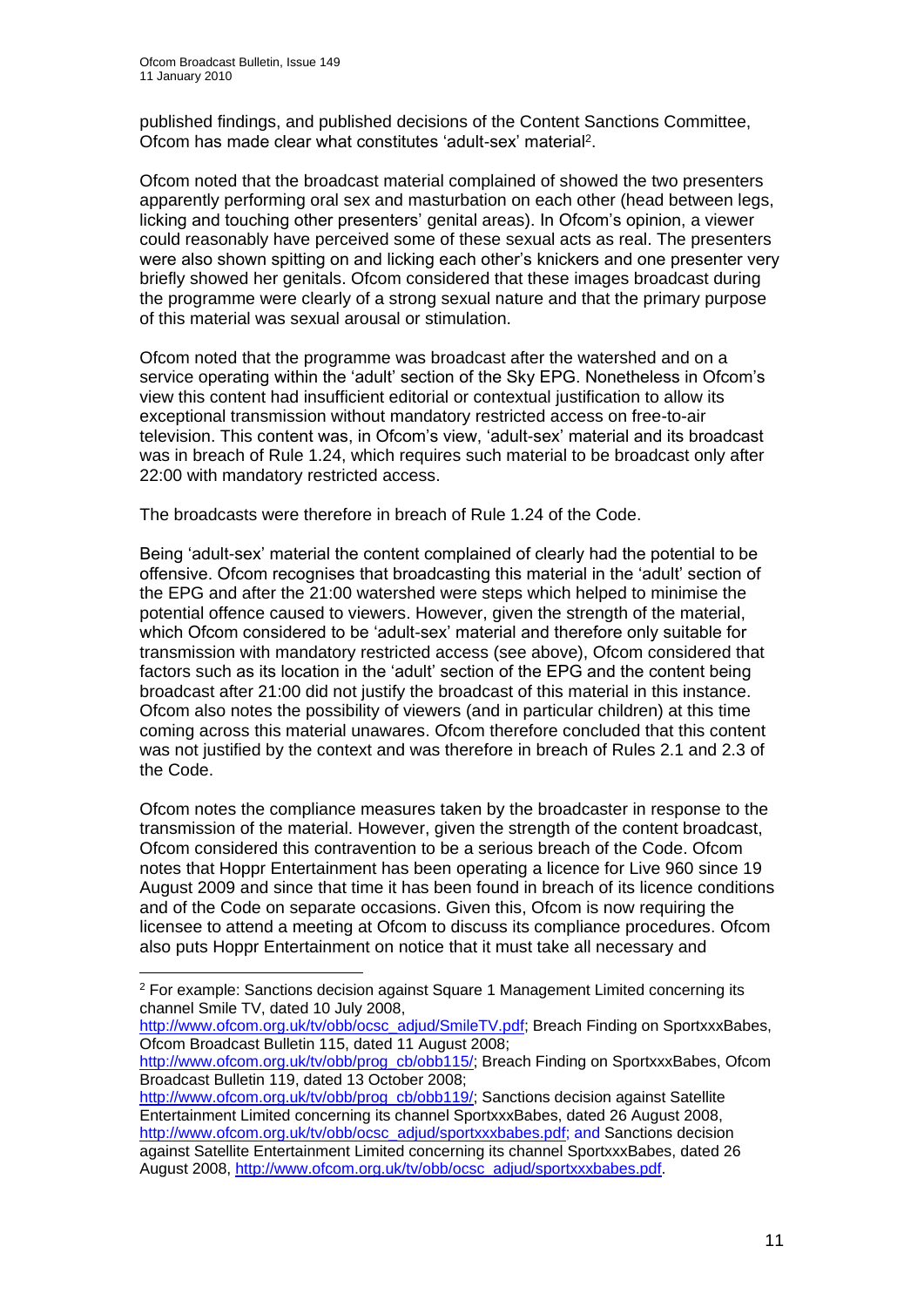published findings, and published decisions of the Content Sanctions Committee, Ofcom has made clear what constitutes 'adult-sex' material[2].

Ofcom noted that the broadcast material complained of showed the two presenters apparently performing oral sex and masturbation on each other (head between legs, licking and touching other presenters' genital areas). In Ofcom's opinion, a viewer could reasonably have perceived some of these sexual acts as real. The presenters were also shown spitting on and licking each other's knickers and one presenter very briefly showed her genitals. Ofcom considered that these images broadcast during the programme were clearly of a strong sexual nature and that the primary purpose of this material was sexual arousal or stimulation.

Ofcom noted that the programme was broadcast after the watershed and on a service operating within the 'adult' section of the Sky EPG. Nonetheless in Ofcom's view this content had insufficient editorial or contextual justification to allow its exceptional transmission without mandatory restricted access on free-to-air television. This content was, in Ofcom's view, 'adult-sex' material and its broadcast was in breach of Rule 1.24, which requires such material to be broadcast only after 22:00 with mandatory restricted access.

The broadcasts were therefore in breach of Rule 1.24 of the Code.

Being 'adult-sex' material the content complained of clearly had the potential to be offensive. Ofcom recognises that broadcasting this material in the 'adult' section of the EPG and after the 21:00 watershed were steps which helped to minimise the potential offence caused to viewers. However, given the strength of the material, which Ofcom considered to be 'adult-sex' material and therefore only suitable for transmission with mandatory restricted access (see above), Ofcom considered that factors such as its location in the 'adult' section of the EPG and the content being broadcast after 21:00 did not justify the broadcast of this material in this instance. Ofcom also notes the possibility of viewers (and in particular children) at this time coming across this material unawares. Ofcom therefore concluded that this content was not justified by the context and was therefore in breach of Rules 2.1 and 2.3 of the Code.

Ofcom notes the compliance measures taken by the broadcaster in response to the transmission of the material. However, given the strength of the content broadcast, Ofcom considered this contravention to be a serious breach of the Code. Ofcom notes that Hoppr Entertainment has been operating a licence for Live 960 since 19 August 2009 and since that time it has been found in breach of its licence conditions and of the Code on separate occasions. Given this, Ofcom is now requiring the licensee to attend a meeting at Ofcom to discuss its compliance procedures. Ofcom also puts Hoppr Entertainment on notice that it must take all necessary and

---

[2] For example: Sanctions decision against Square 1 Management Limited concerning its channel Smile TV, dated 10 July 2008, http://www.ofcom.org.uk/tv/obb/ocsc_adjud/SmileTV.pdf; Breach Finding on SportxxxBabes, Ofcom Broadcast Bulletin 115, dated 11 August 2008; http://www.ofcom.org.uk/tv/obb/prog_cb/obb115/; Breach Finding on SportxxxBabes, Ofcom Broadcast Bulletin 119, dated 13 October 2008; http://www.ofcom.org.uk/tv/obb/prog_cb/obb119/; Sanctions decision against Satellite Entertainment Limited concerning its channel SportxxxBabes, dated 26 August 2008, http://www.ofcom.org.uk/tv/obb/ocsc_adjud/sportxxxbabes.pdf; and Sanctions decision against Satellite Entertainment Limited concerning its channel SportxxxBabes, dated 26 August 2008, http://www.ofcom.org.uk/tv/obb/ocsc_adjud/sportxxxbabes.pdf.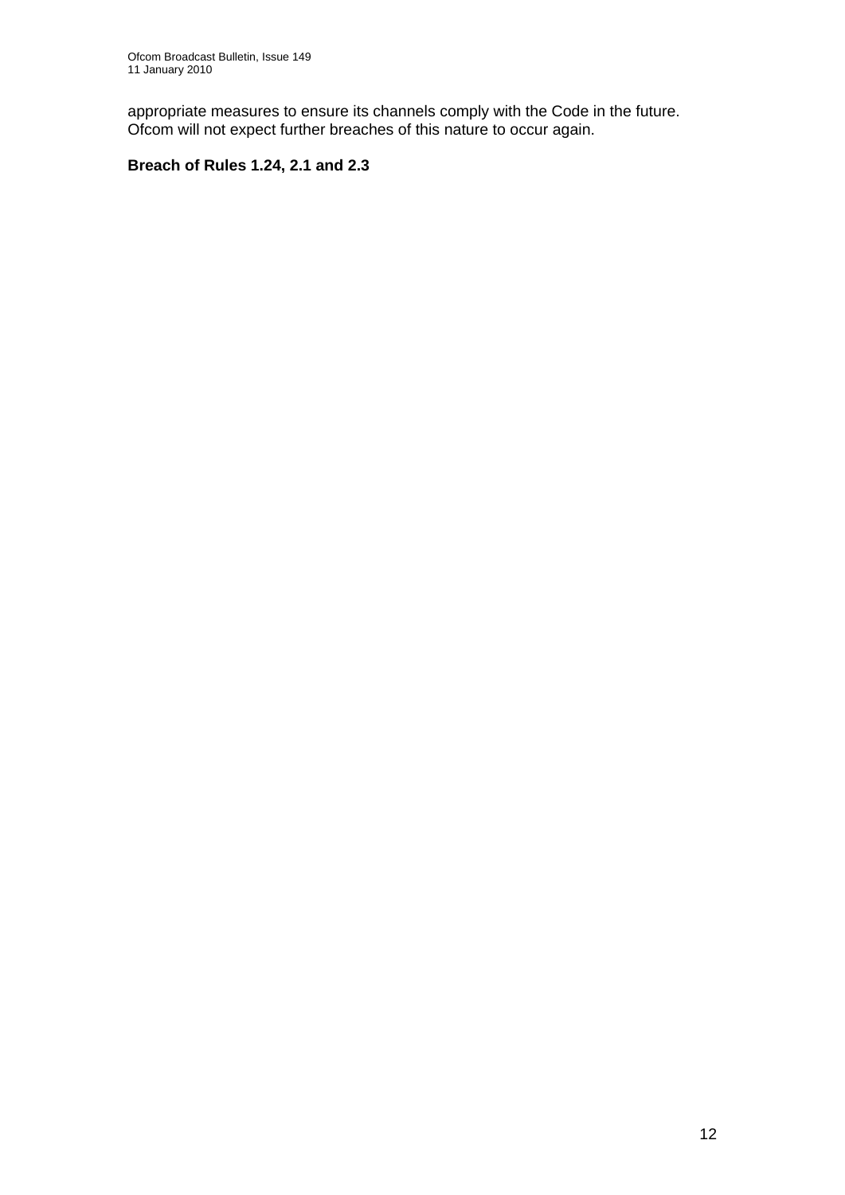appropriate measures to ensure its channels comply with the Code in the future. Ofcom will not expect further breaches of this nature to occur again.

**Breach of Rules 1.24, 2.1 and 2.3**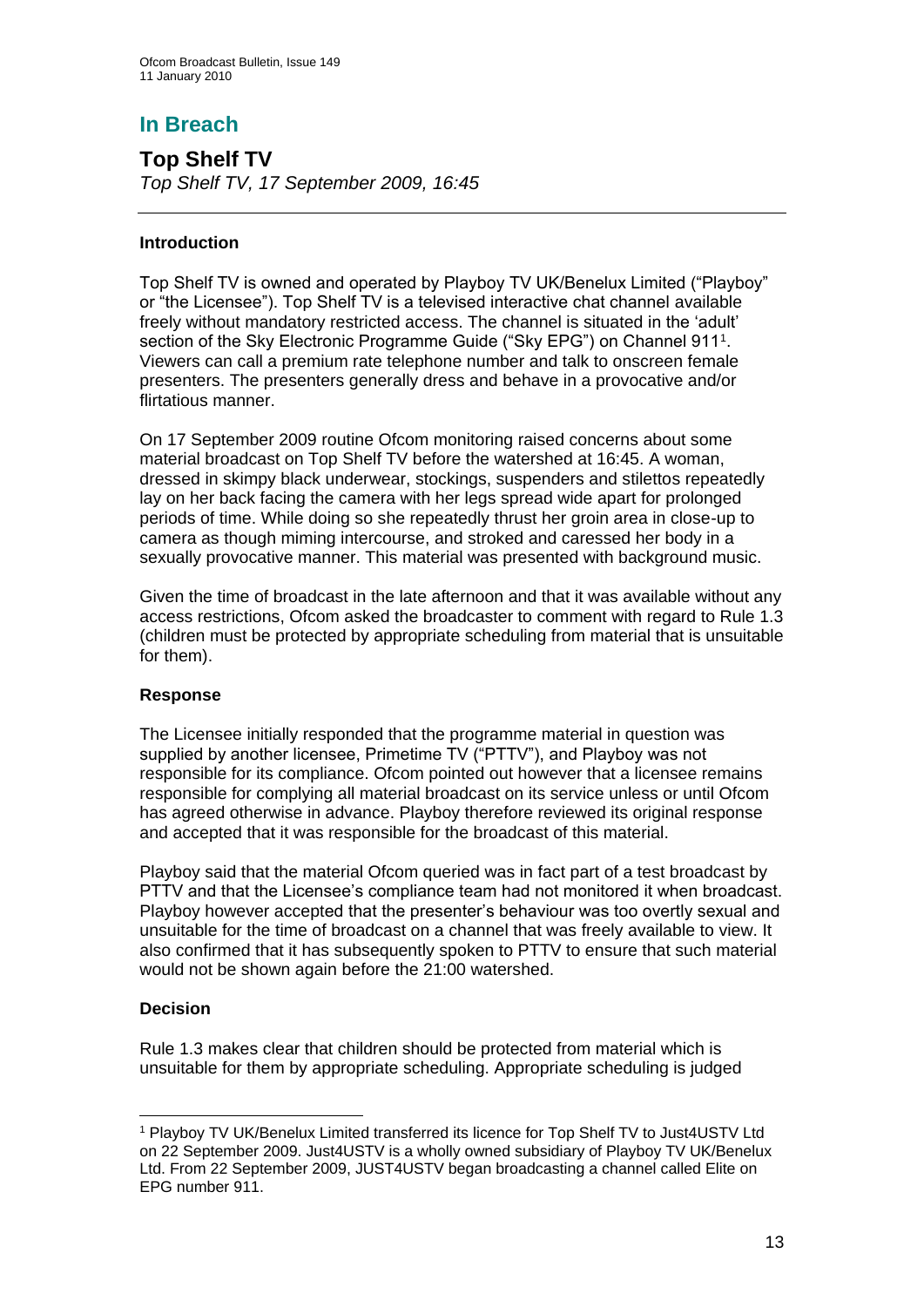## In Breach

### Top Shelf TV

*Top Shelf TV, 17 September 2009, 16:45*

---

#### Introduction

Top Shelf TV is owned and operated by Playboy TV UK/Benelux Limited ("Playboy" or "the Licensee"). Top Shelf TV is a televised interactive chat channel available freely without mandatory restricted access. The channel is situated in the 'adult' section of the Sky Electronic Programme Guide ("Sky EPG") on Channel 911[1]. Viewers can call a premium rate telephone number and talk to onscreen female presenters. The presenters generally dress and behave in a provocative and/or flirtatious manner.

On 17 September 2009 routine Ofcom monitoring raised concerns about some material broadcast on Top Shelf TV before the watershed at 16:45. A woman, dressed in skimpy black underwear, stockings, suspenders and stilettos repeatedly lay on her back facing the camera with her legs spread wide apart for prolonged periods of time. While doing so she repeatedly thrust her groin area in close-up to camera as though miming intercourse, and stroked and caressed her body in a sexually provocative manner. This material was presented with background music.

Given the time of broadcast in the late afternoon and that it was available without any access restrictions, Ofcom asked the broadcaster to comment with regard to Rule 1.3 (children must be protected by appropriate scheduling from material that is unsuitable for them).

#### Response

The Licensee initially responded that the programme material in question was supplied by another licensee, Primetime TV ("PTTV"), and Playboy was not responsible for its compliance. Ofcom pointed out however that a licensee remains responsible for complying all material broadcast on its service unless or until Ofcom has agreed otherwise in advance. Playboy therefore reviewed its original response and accepted that it was responsible for the broadcast of this material.

Playboy said that the material Ofcom queried was in fact part of a test broadcast by PTTV and that the Licensee's compliance team had not monitored it when broadcast. Playboy however accepted that the presenter's behaviour was too overtly sexual and unsuitable for the time of broadcast on a channel that was freely available to view. It also confirmed that it has subsequently spoken to PTTV to ensure that such material would not be shown again before the 21:00 watershed.

#### Decision

Rule 1.3 makes clear that children should be protected from material which is unsuitable for them by appropriate scheduling. Appropriate scheduling is judged

---

[1] Playboy TV UK/Benelux Limited transferred its licence for Top Shelf TV to Just4USTV Ltd on 22 September 2009. Just4USTV is a wholly owned subsidiary of Playboy TV UK/Benelux Ltd. From 22 September 2009, JUST4USTV began broadcasting a channel called Elite on EPG number 911.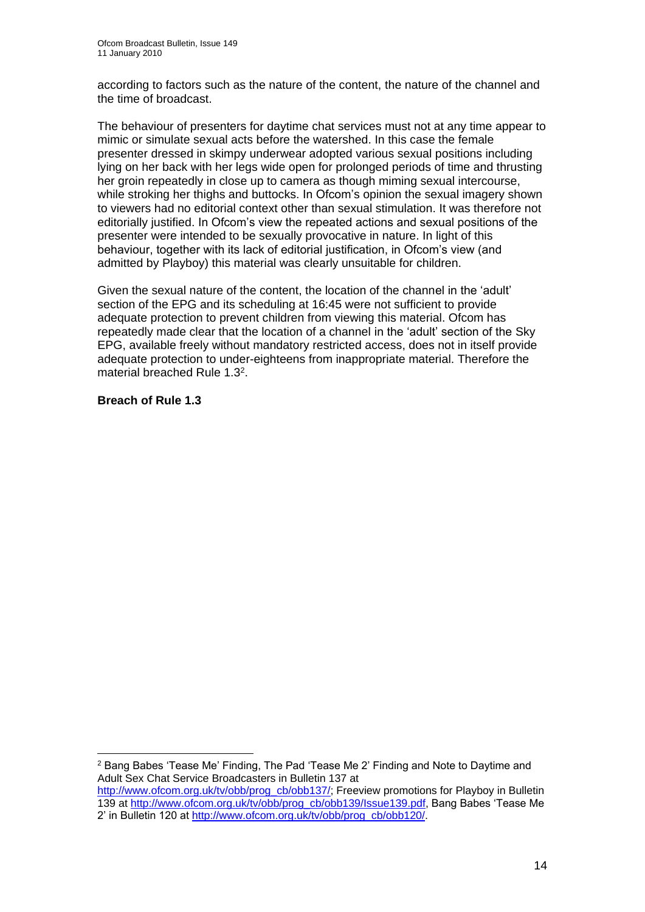according to factors such as the nature of the content, the nature of the channel and the time of broadcast.

The behaviour of presenters for daytime chat services must not at any time appear to mimic or simulate sexual acts before the watershed. In this case the female presenter dressed in skimpy underwear adopted various sexual positions including lying on her back with her legs wide open for prolonged periods of time and thrusting her groin repeatedly in close up to camera as though miming sexual intercourse, while stroking her thighs and buttocks. In Ofcom's opinion the sexual imagery shown to viewers had no editorial context other than sexual stimulation. It was therefore not editorially justified. In Ofcom's view the repeated actions and sexual positions of the presenter were intended to be sexually provocative in nature. In light of this behaviour, together with its lack of editorial justification, in Ofcom's view (and admitted by Playboy) this material was clearly unsuitable for children.

Given the sexual nature of the content, the location of the channel in the 'adult' section of the EPG and its scheduling at 16:45 were not sufficient to provide adequate protection to prevent children from viewing this material. Ofcom has repeatedly made clear that the location of a channel in the 'adult' section of the Sky EPG, available freely without mandatory restricted access, does not in itself provide adequate protection to under-eighteens from inappropriate material. Therefore the material breached Rule 1.3[2].

**Breach of Rule 1.3**

---

[2] Bang Babes 'Tease Me' Finding, The Pad 'Tease Me 2' Finding and Note to Daytime and Adult Sex Chat Service Broadcasters in Bulletin 137 at http://www.ofcom.org.uk/tv/obb/prog_cb/obb137/; Freeview promotions for Playboy in Bulletin 139 at http://www.ofcom.org.uk/tv/obb/prog_cb/obb139/Issue139.pdf, Bang Babes 'Tease Me 2' in Bulletin 120 at http://www.ofcom.org.uk/tv/obb/prog_cb/obb120/.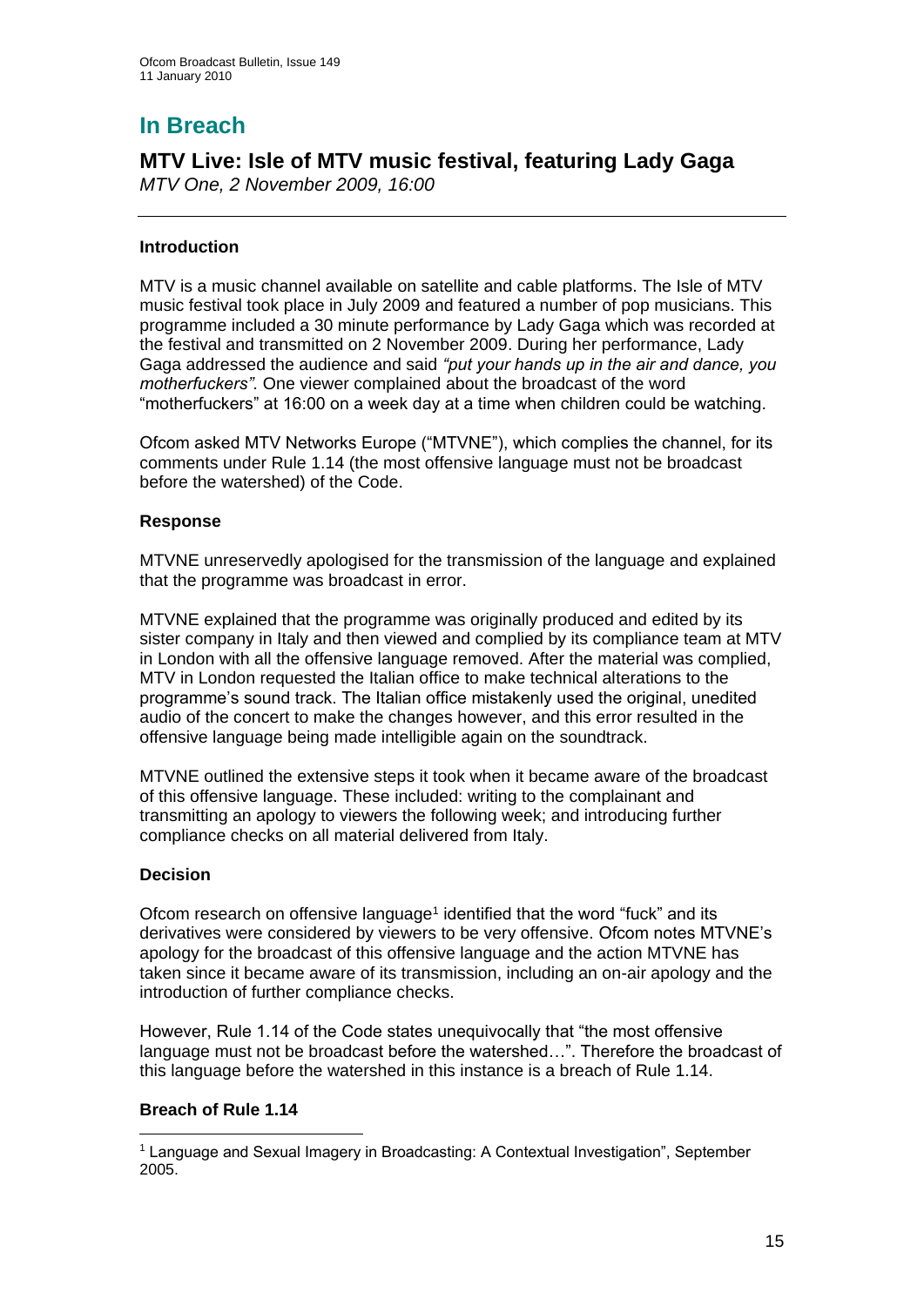# In Breach

## MTV Live: Isle of MTV music festival, featuring Lady Gaga

*MTV One, 2 November 2009, 16:00*

---

### Introduction

MTV is a music channel available on satellite and cable platforms. The Isle of MTV music festival took place in July 2009 and featured a number of pop musicians. This programme included a 30 minute performance by Lady Gaga which was recorded at the festival and transmitted on 2 November 2009. During her performance, Lady Gaga addressed the audience and said *"put your hands up in the air and dance, you motherfuckers"*. One viewer complained about the broadcast of the word "motherfuckers" at 16:00 on a week day at a time when children could be watching.

Ofcom asked MTV Networks Europe ("MTVNE"), which complies the channel, for its comments under Rule 1.14 (the most offensive language must not be broadcast before the watershed) of the Code.

### Response

MTVNE unreservedly apologised for the transmission of the language and explained that the programme was broadcast in error.

MTVNE explained that the programme was originally produced and edited by its sister company in Italy and then viewed and complied by its compliance team at MTV in London with all the offensive language removed. After the material was complied, MTV in London requested the Italian office to make technical alterations to the programme's sound track. The Italian office mistakenly used the original, unedited audio of the concert to make the changes however, and this error resulted in the offensive language being made intelligible again on the soundtrack.

MTVNE outlined the extensive steps it took when it became aware of the broadcast of this offensive language. These included: writing to the complainant and transmitting an apology to viewers the following week; and introducing further compliance checks on all material delivered from Italy.

### Decision

Ofcom research on offensive language[1] identified that the word "fuck" and its derivatives were considered by viewers to be very offensive. Ofcom notes MTVNE's apology for the broadcast of this offensive language and the action MTVNE has taken since it became aware of its transmission, including an on-air apology and the introduction of further compliance checks.

However, Rule 1.14 of the Code states unequivocally that "the most offensive language must not be broadcast before the watershed…". Therefore the broadcast of this language before the watershed in this instance is a breach of Rule 1.14.

### Breach of Rule 1.14

---

[1] Language and Sexual Imagery in Broadcasting: A Contextual Investigation", September 2005.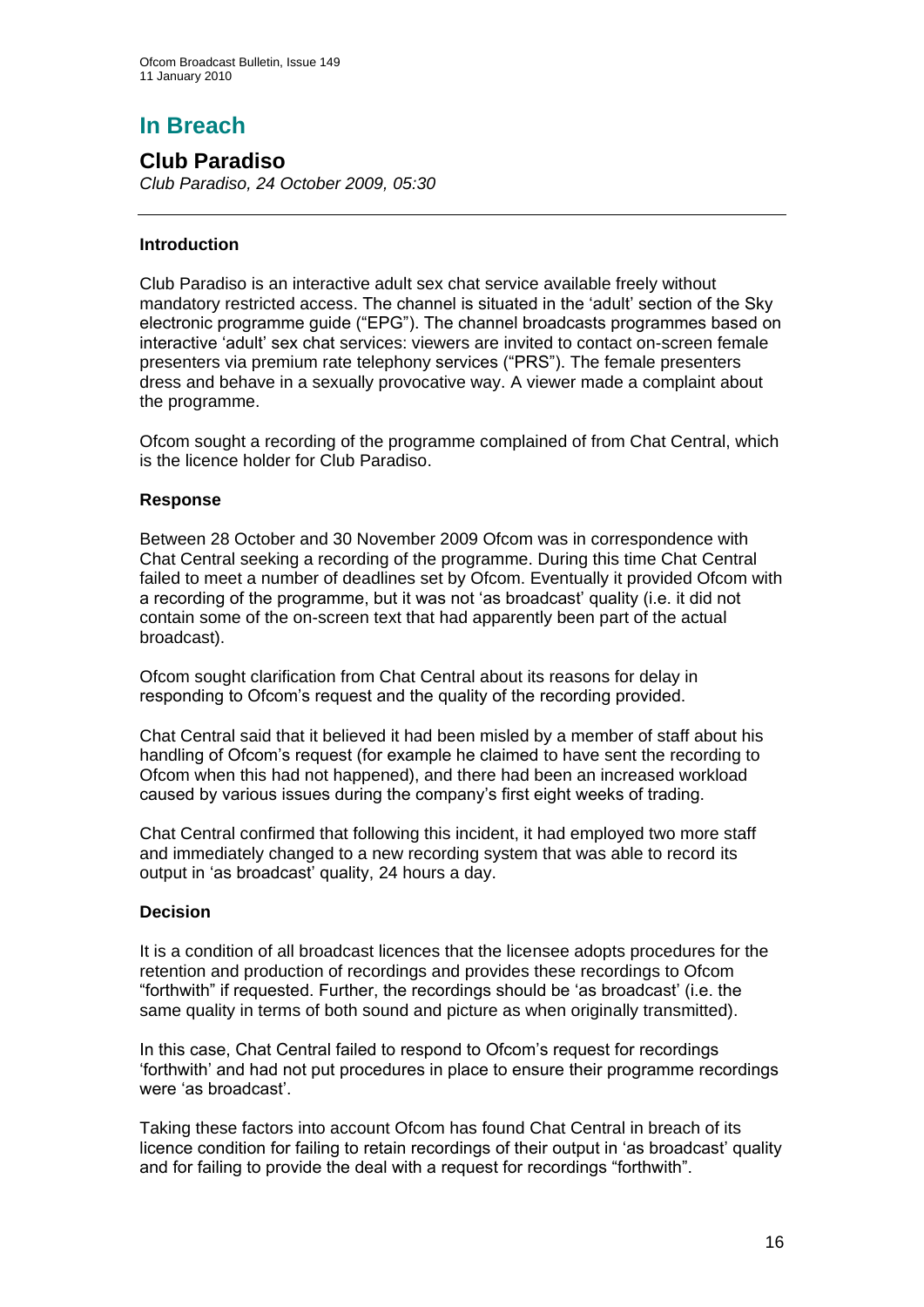# In Breach

## Club Paradiso

*Club Paradiso, 24 October 2009, 05:30*

### Introduction

Club Paradiso is an interactive adult sex chat service available freely without mandatory restricted access. The channel is situated in the 'adult' section of the Sky electronic programme guide ("EPG"). The channel broadcasts programmes based on interactive 'adult' sex chat services: viewers are invited to contact on-screen female presenters via premium rate telephony services ("PRS"). The female presenters dress and behave in a sexually provocative way. A viewer made a complaint about the programme.

Ofcom sought a recording of the programme complained of from Chat Central, which is the licence holder for Club Paradiso.

### Response

Between 28 October and 30 November 2009 Ofcom was in correspondence with Chat Central seeking a recording of the programme. During this time Chat Central failed to meet a number of deadlines set by Ofcom. Eventually it provided Ofcom with a recording of the programme, but it was not 'as broadcast' quality (i.e. it did not contain some of the on-screen text that had apparently been part of the actual broadcast).

Ofcom sought clarification from Chat Central about its reasons for delay in responding to Ofcom's request and the quality of the recording provided.

Chat Central said that it believed it had been misled by a member of staff about his handling of Ofcom's request (for example he claimed to have sent the recording to Ofcom when this had not happened), and there had been an increased workload caused by various issues during the company's first eight weeks of trading.

Chat Central confirmed that following this incident, it had employed two more staff and immediately changed to a new recording system that was able to record its output in 'as broadcast' quality, 24 hours a day.

### Decision

It is a condition of all broadcast licences that the licensee adopts procedures for the retention and production of recordings and provides these recordings to Ofcom "forthwith" if requested. Further, the recordings should be 'as broadcast' (i.e. the same quality in terms of both sound and picture as when originally transmitted).

In this case, Chat Central failed to respond to Ofcom's request for recordings 'forthwith' and had not put procedures in place to ensure their programme recordings were 'as broadcast'.

Taking these factors into account Ofcom has found Chat Central in breach of its licence condition for failing to retain recordings of their output in 'as broadcast' quality and for failing to provide the deal with a request for recordings "forthwith".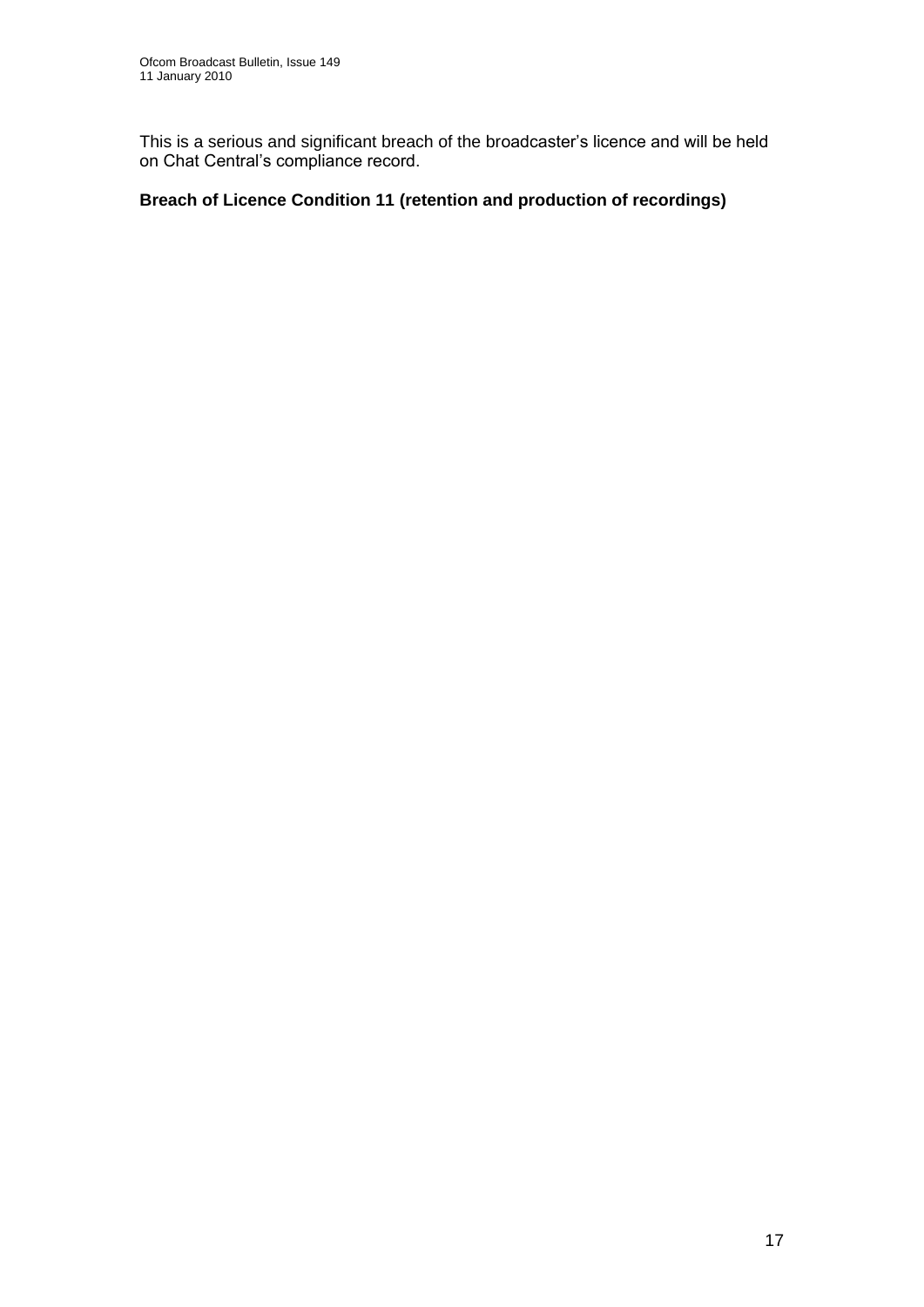This is a serious and significant breach of the broadcaster's licence and will be held on Chat Central's compliance record.

**Breach of Licence Condition 11 (retention and production of recordings)**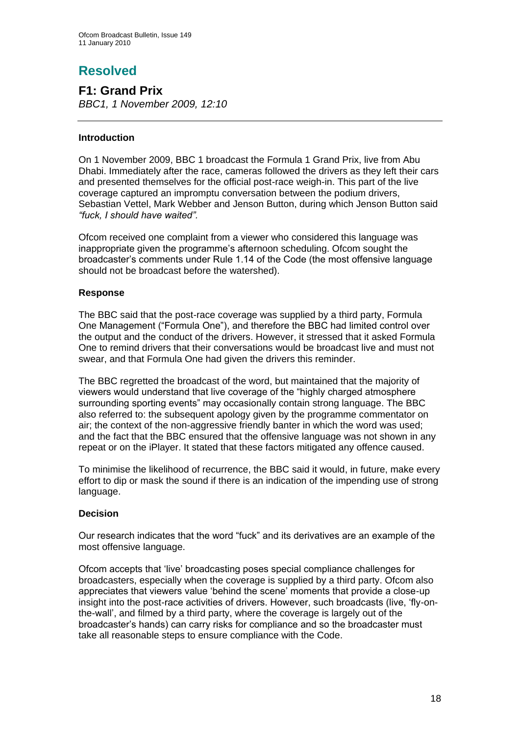# Resolved

## F1: Grand Prix

*BBC1, 1 November 2009, 12:10*

---

### Introduction

On 1 November 2009, BBC 1 broadcast the Formula 1 Grand Prix, live from Abu Dhabi. Immediately after the race, cameras followed the drivers as they left their cars and presented themselves for the official post-race weigh-in. This part of the live coverage captured an impromptu conversation between the podium drivers, Sebastian Vettel, Mark Webber and Jenson Button, during which Jenson Button said *"fuck, I should have waited".*

Ofcom received one complaint from a viewer who considered this language was inappropriate given the programme's afternoon scheduling. Ofcom sought the broadcaster's comments under Rule 1.14 of the Code (the most offensive language should not be broadcast before the watershed).

### Response

The BBC said that the post-race coverage was supplied by a third party, Formula One Management ("Formula One"), and therefore the BBC had limited control over the output and the conduct of the drivers. However, it stressed that it asked Formula One to remind drivers that their conversations would be broadcast live and must not swear, and that Formula One had given the drivers this reminder.

The BBC regretted the broadcast of the word, but maintained that the majority of viewers would understand that live coverage of the "highly charged atmosphere surrounding sporting events" may occasionally contain strong language. The BBC also referred to: the subsequent apology given by the programme commentator on air; the context of the non-aggressive friendly banter in which the word was used; and the fact that the BBC ensured that the offensive language was not shown in any repeat or on the iPlayer. It stated that these factors mitigated any offence caused.

To minimise the likelihood of recurrence, the BBC said it would, in future, make every effort to dip or mask the sound if there is an indication of the impending use of strong language.

### Decision

Our research indicates that the word "fuck" and its derivatives are an example of the most offensive language.

Ofcom accepts that 'live' broadcasting poses special compliance challenges for broadcasters, especially when the coverage is supplied by a third party. Ofcom also appreciates that viewers value 'behind the scene' moments that provide a close-up insight into the post-race activities of drivers. However, such broadcasts (live, 'fly-on-the-wall', and filmed by a third party, where the coverage is largely out of the broadcaster's hands) can carry risks for compliance and so the broadcaster must take all reasonable steps to ensure compliance with the Code.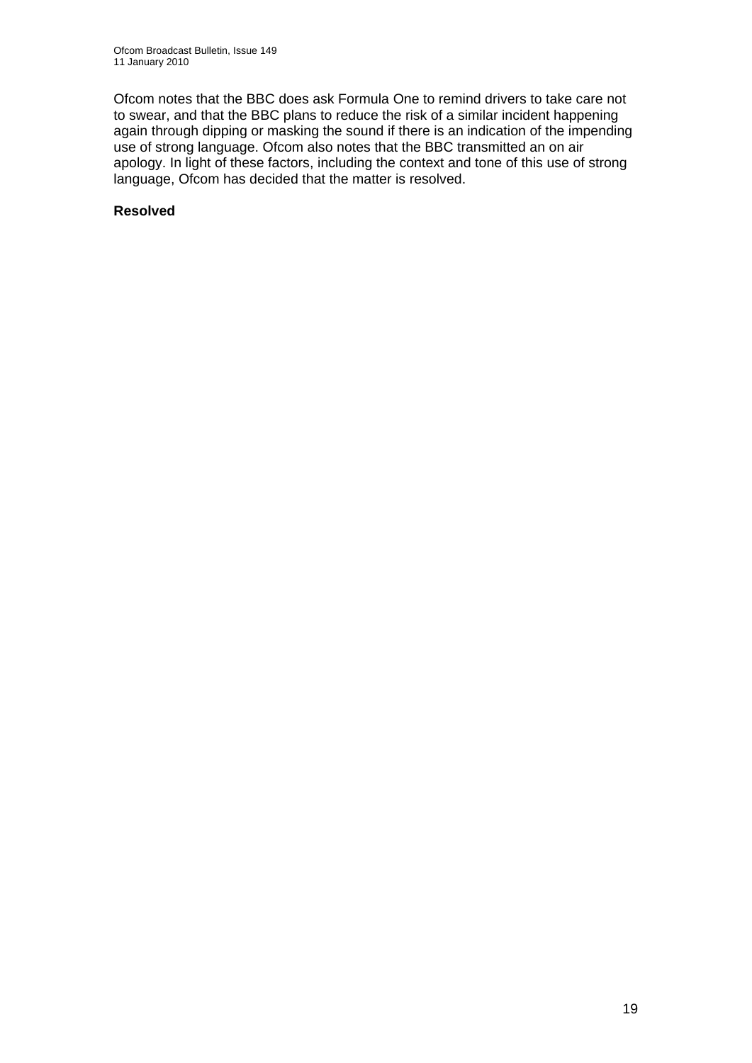Ofcom notes that the BBC does ask Formula One to remind drivers to take care not to swear, and that the BBC plans to reduce the risk of a similar incident happening again through dipping or masking the sound if there is an indication of the impending use of strong language. Ofcom also notes that the BBC transmitted an on air apology. In light of these factors, including the context and tone of this use of strong language, Ofcom has decided that the matter is resolved.

**Resolved**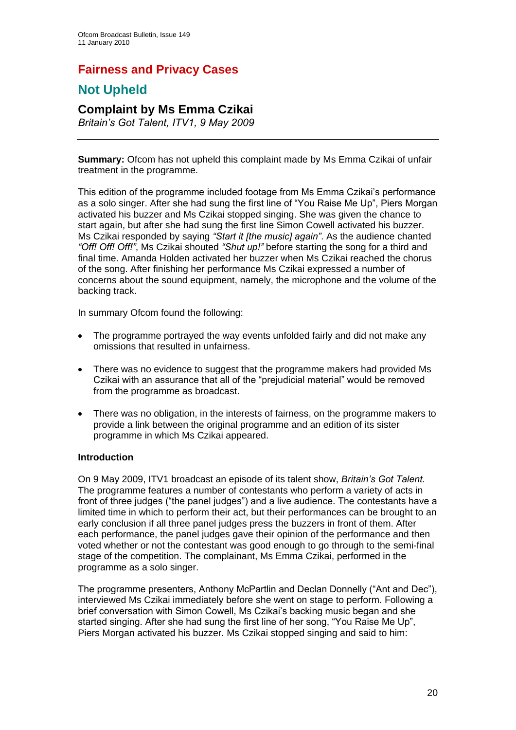# Fairness and Privacy Cases

## Not Upheld

### Complaint by Ms Emma Czikai

*Britain's Got Talent, ITV1, 9 May 2009*

---

**Summary:** Ofcom has not upheld this complaint made by Ms Emma Czikai of unfair treatment in the programme.

This edition of the programme included footage from Ms Emma Czikai's performance as a solo singer. After she had sung the first line of "You Raise Me Up", Piers Morgan activated his buzzer and Ms Czikai stopped singing. She was given the chance to start again, but after she had sung the first line Simon Cowell activated his buzzer. Ms Czikai responded by saying *"Start it [the music] again"*. As the audience chanted *"Off! Off! Off!"*, Ms Czikai shouted *"Shut up!"* before starting the song for a third and final time. Amanda Holden activated her buzzer when Ms Czikai reached the chorus of the song. After finishing her performance Ms Czikai expressed a number of concerns about the sound equipment, namely, the microphone and the volume of the backing track.

In summary Ofcom found the following:

- The programme portrayed the way events unfolded fairly and did not make any omissions that resulted in unfairness.
- There was no evidence to suggest that the programme makers had provided Ms Czikai with an assurance that all of the "prejudicial material" would be removed from the programme as broadcast.
- There was no obligation, in the interests of fairness, on the programme makers to provide a link between the original programme and an edition of its sister programme in which Ms Czikai appeared.

**Introduction**

On 9 May 2009, ITV1 broadcast an episode of its talent show, *Britain's Got Talent.* The programme features a number of contestants who perform a variety of acts in front of three judges ("the panel judges") and a live audience. The contestants have a limited time in which to perform their act, but their performances can be brought to an early conclusion if all three panel judges press the buzzers in front of them. After each performance, the panel judges gave their opinion of the performance and then voted whether or not the contestant was good enough to go through to the semi-final stage of the competition. The complainant, Ms Emma Czikai, performed in the programme as a solo singer.

The programme presenters, Anthony McPartlin and Declan Donnelly ("Ant and Dec"), interviewed Ms Czikai immediately before she went on stage to perform. Following a brief conversation with Simon Cowell, Ms Czikai's backing music began and she started singing. After she had sung the first line of her song, "You Raise Me Up", Piers Morgan activated his buzzer. Ms Czikai stopped singing and said to him: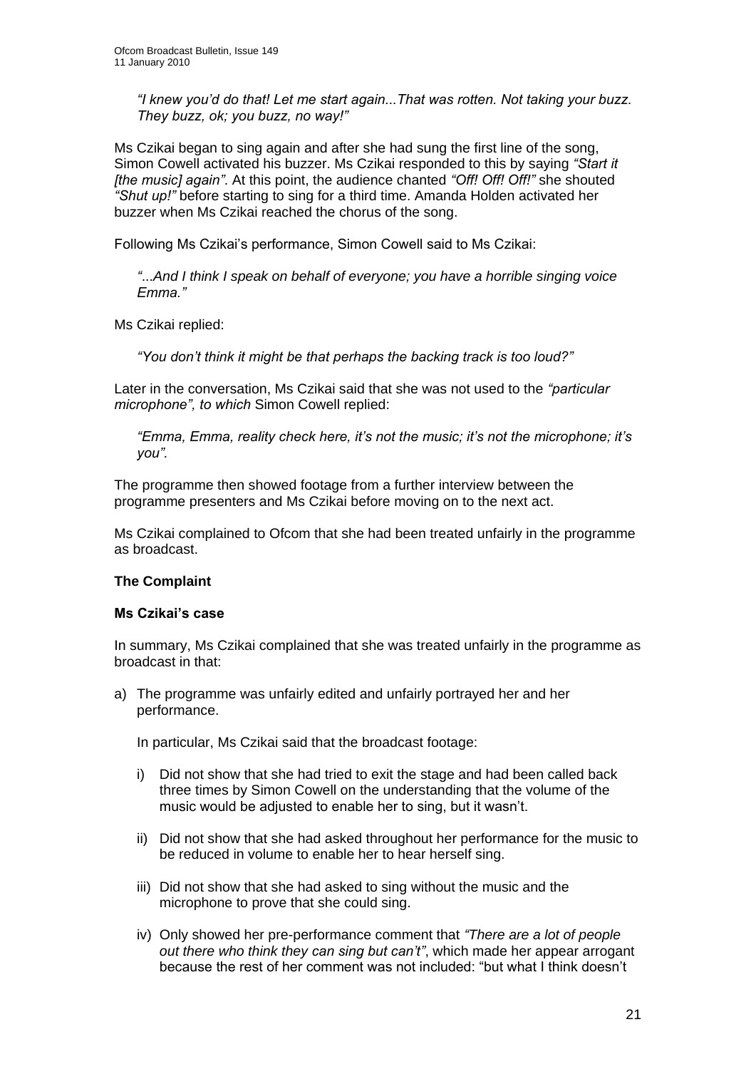*"I knew you'd do that! Let me start again...That was rotten. Not taking your buzz. They buzz, ok; you buzz, no way!"*

Ms Czikai began to sing again and after she had sung the first line of the song, Simon Cowell activated his buzzer. Ms Czikai responded to this by saying *"Start it [the music] again"*. At this point, the audience chanted *"Off! Off! Off!"* she shouted *"Shut up!"* before starting to sing for a third time. Amanda Holden activated her buzzer when Ms Czikai reached the chorus of the song.

Following Ms Czikai's performance, Simon Cowell said to Ms Czikai:

*"...And I think I speak on behalf of everyone; you have a horrible singing voice Emma."*

Ms Czikai replied:

*"You don't think it might be that perhaps the backing track is too loud?"*

Later in the conversation, Ms Czikai said that she was not used to the *"particular microphone", to which* Simon Cowell replied:

*"Emma, Emma, reality check here, it's not the music; it's not the microphone; it's you".*

The programme then showed footage from a further interview between the programme presenters and Ms Czikai before moving on to the next act.

Ms Czikai complained to Ofcom that she had been treated unfairly in the programme as broadcast.

**The Complaint**

**Ms Czikai's case**

In summary, Ms Czikai complained that she was treated unfairly in the programme as broadcast in that:

a) The programme was unfairly edited and unfairly portrayed her and her performance.

   In particular, Ms Czikai said that the broadcast footage:

   i) Did not show that she had tried to exit the stage and had been called back three times by Simon Cowell on the understanding that the volume of the music would be adjusted to enable her to sing, but it wasn't.

   ii) Did not show that she had asked throughout her performance for the music to be reduced in volume to enable her to hear herself sing.

   iii) Did not show that she had asked to sing without the music and the microphone to prove that she could sing.

   iv) Only showed her pre-performance comment that *"There are a lot of people out there who think they can sing but can't"*, which made her appear arrogant because the rest of her comment was not included: "but what I think doesn't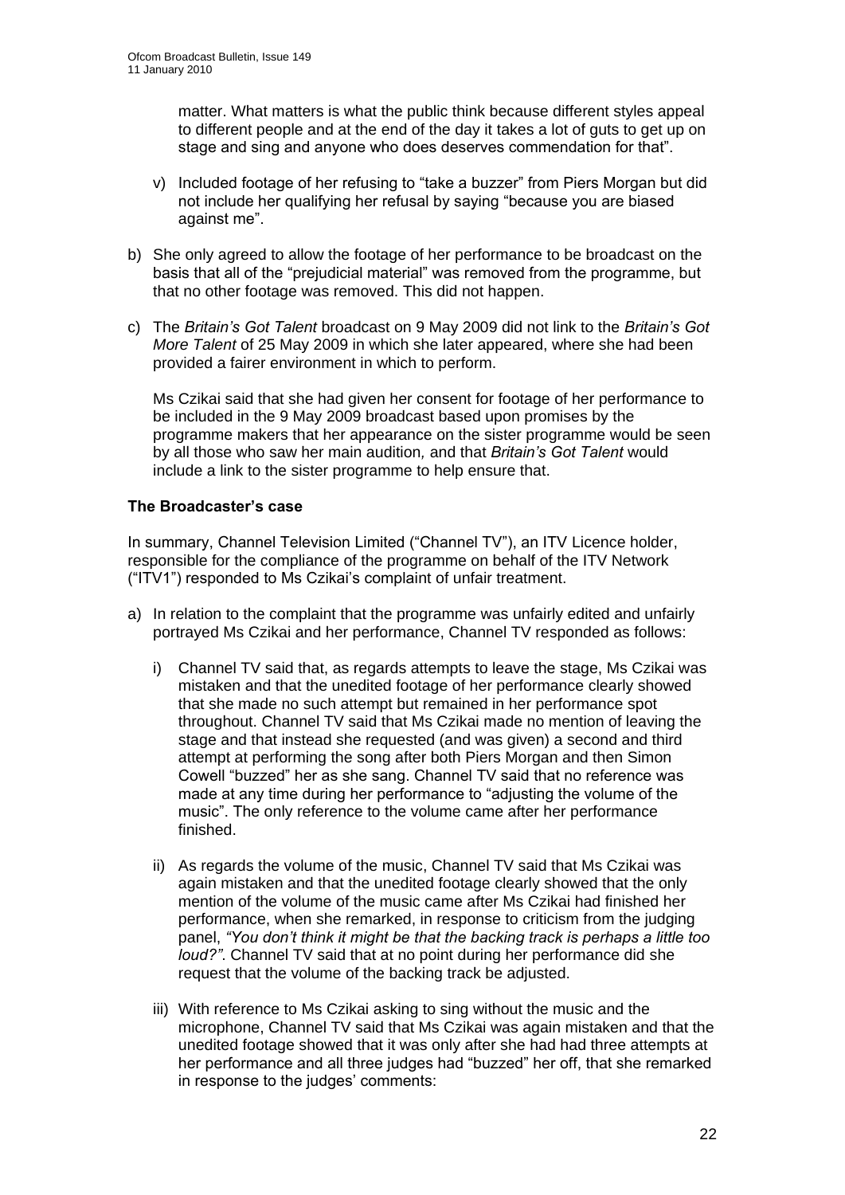matter. What matters is what the public think because different styles appeal to different people and at the end of the day it takes a lot of guts to get up on stage and sing and anyone who does deserves commendation for that".

v) Included footage of her refusing to "take a buzzer" from Piers Morgan but did not include her qualifying her refusal by saying "because you are biased against me".

b) She only agreed to allow the footage of her performance to be broadcast on the basis that all of the "prejudicial material" was removed from the programme, but that no other footage was removed. This did not happen.

c) The *Britain's Got Talent* broadcast on 9 May 2009 did not link to the *Britain's Got More Talent* of 25 May 2009 in which she later appeared, where she had been provided a fairer environment in which to perform.

Ms Czikai said that she had given her consent for footage of her performance to be included in the 9 May 2009 broadcast based upon promises by the programme makers that her appearance on the sister programme would be seen by all those who saw her main audition, and that *Britain's Got Talent* would include a link to the sister programme to help ensure that.

**The Broadcaster's case**

In summary, Channel Television Limited ("Channel TV"), an ITV Licence holder, responsible for the compliance of the programme on behalf of the ITV Network ("ITV1") responded to Ms Czikai's complaint of unfair treatment.

a) In relation to the complaint that the programme was unfairly edited and unfairly portrayed Ms Czikai and her performance, Channel TV responded as follows:

i) Channel TV said that, as regards attempts to leave the stage, Ms Czikai was mistaken and that the unedited footage of her performance clearly showed that she made no such attempt but remained in her performance spot throughout. Channel TV said that Ms Czikai made no mention of leaving the stage and that instead she requested (and was given) a second and third attempt at performing the song after both Piers Morgan and then Simon Cowell "buzzed" her as she sang. Channel TV said that no reference was made at any time during her performance to "adjusting the volume of the music". The only reference to the volume came after her performance finished.

ii) As regards the volume of the music, Channel TV said that Ms Czikai was again mistaken and that the unedited footage clearly showed that the only mention of the volume of the music came after Ms Czikai had finished her performance, when she remarked, in response to criticism from the judging panel, *"You don't think it might be that the backing track is perhaps a little too loud?"*. Channel TV said that at no point during her performance did she request that the volume of the backing track be adjusted.

iii) With reference to Ms Czikai asking to sing without the music and the microphone, Channel TV said that Ms Czikai was again mistaken and that the unedited footage showed that it was only after she had had three attempts at her performance and all three judges had "buzzed" her off, that she remarked in response to the judges' comments: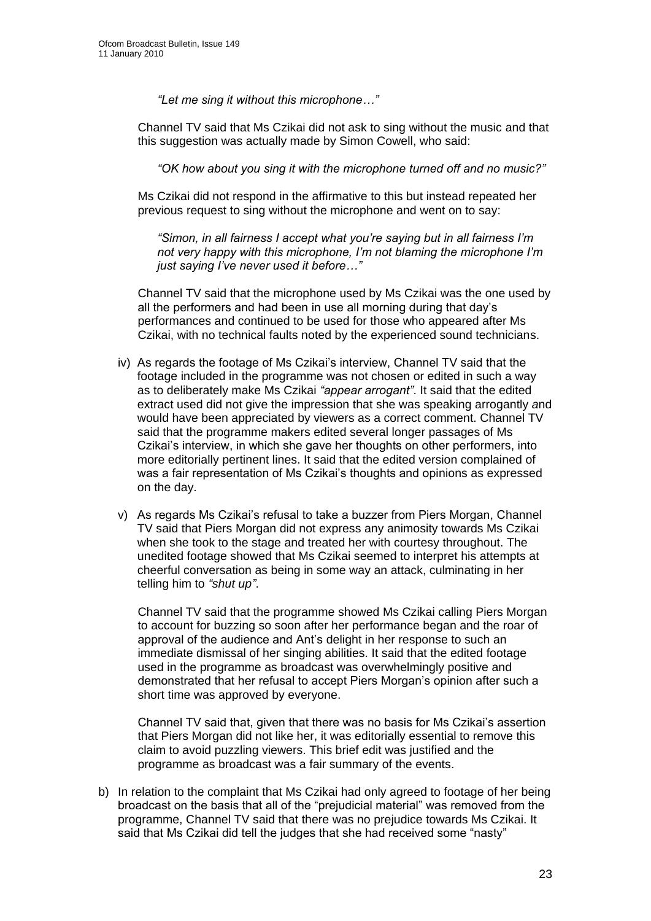*"Let me sing it without this microphone…"*

Channel TV said that Ms Czikai did not ask to sing without the music and that this suggestion was actually made by Simon Cowell, who said:

*"OK how about you sing it with the microphone turned off and no music?"*

Ms Czikai did not respond in the affirmative to this but instead repeated her previous request to sing without the microphone and went on to say:

*"Simon, in all fairness I accept what you're saying but in all fairness I'm not very happy with this microphone, I'm not blaming the microphone I'm just saying I've never used it before…"*

Channel TV said that the microphone used by Ms Czikai was the one used by all the performers and had been in use all morning during that day's performances and continued to be used for those who appeared after Ms Czikai, with no technical faults noted by the experienced sound technicians.

iv) As regards the footage of Ms Czikai's interview, Channel TV said that the footage included in the programme was not chosen or edited in such a way as to deliberately make Ms Czikai *"appear arrogant"*. It said that the edited extract used did not give the impression that she was speaking arrogantly and would have been appreciated by viewers as a correct comment. Channel TV said that the programme makers edited several longer passages of Ms Czikai's interview, in which she gave her thoughts on other performers, into more editorially pertinent lines. It said that the edited version complained of was a fair representation of Ms Czikai's thoughts and opinions as expressed on the day.

v) As regards Ms Czikai's refusal to take a buzzer from Piers Morgan, Channel TV said that Piers Morgan did not express any animosity towards Ms Czikai when she took to the stage and treated her with courtesy throughout. The unedited footage showed that Ms Czikai seemed to interpret his attempts at cheerful conversation as being in some way an attack, culminating in her telling him to *"shut up"*.

Channel TV said that the programme showed Ms Czikai calling Piers Morgan to account for buzzing so soon after her performance began and the roar of approval of the audience and Ant's delight in her response to such an immediate dismissal of her singing abilities. It said that the edited footage used in the programme as broadcast was overwhelmingly positive and demonstrated that her refusal to accept Piers Morgan's opinion after such a short time was approved by everyone.

Channel TV said that, given that there was no basis for Ms Czikai's assertion that Piers Morgan did not like her, it was editorially essential to remove this claim to avoid puzzling viewers. This brief edit was justified and the programme as broadcast was a fair summary of the events.

b) In relation to the complaint that Ms Czikai had only agreed to footage of her being broadcast on the basis that all of the "prejudicial material" was removed from the programme, Channel TV said that there was no prejudice towards Ms Czikai. It said that Ms Czikai did tell the judges that she had received some "nasty"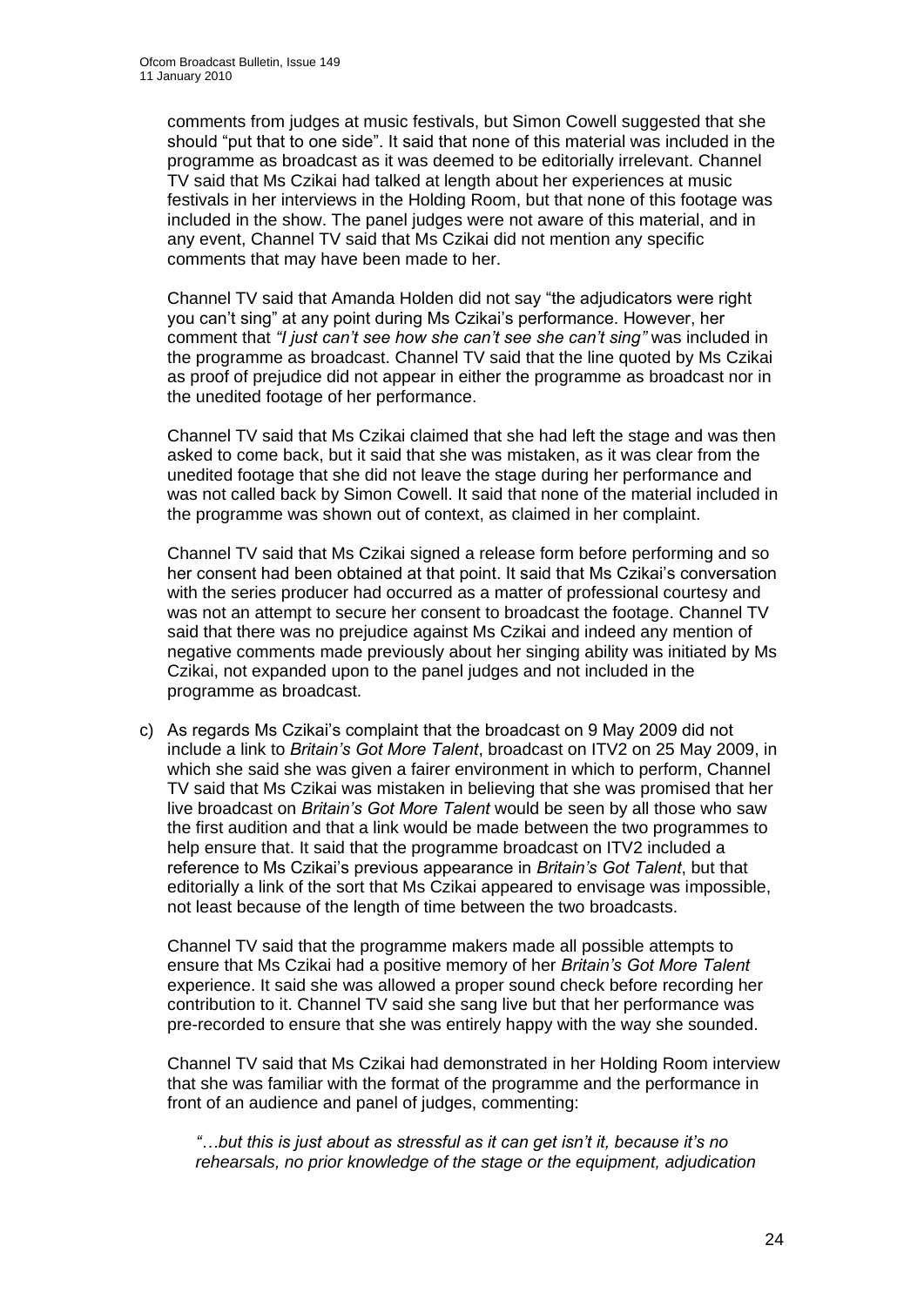comments from judges at music festivals, but Simon Cowell suggested that she should "put that to one side". It said that none of this material was included in the programme as broadcast as it was deemed to be editorially irrelevant. Channel TV said that Ms Czikai had talked at length about her experiences at music festivals in her interviews in the Holding Room, but that none of this footage was included in the show. The panel judges were not aware of this material, and in any event, Channel TV said that Ms Czikai did not mention any specific comments that may have been made to her.

Channel TV said that Amanda Holden did not say "the adjudicators were right you can't sing" at any point during Ms Czikai's performance. However, her comment that *"I just can't see how she can't see she can't sing"* was included in the programme as broadcast. Channel TV said that the line quoted by Ms Czikai as proof of prejudice did not appear in either the programme as broadcast nor in the unedited footage of her performance.

Channel TV said that Ms Czikai claimed that she had left the stage and was then asked to come back, but it said that she was mistaken, as it was clear from the unedited footage that she did not leave the stage during her performance and was not called back by Simon Cowell. It said that none of the material included in the programme was shown out of context, as claimed in her complaint.

Channel TV said that Ms Czikai signed a release form before performing and so her consent had been obtained at that point. It said that Ms Czikai's conversation with the series producer had occurred as a matter of professional courtesy and was not an attempt to secure her consent to broadcast the footage. Channel TV said that there was no prejudice against Ms Czikai and indeed any mention of negative comments made previously about her singing ability was initiated by Ms Czikai, not expanded upon to the panel judges and not included in the programme as broadcast.

c) As regards Ms Czikai's complaint that the broadcast on 9 May 2009 did not include a link to *Britain's Got More Talent*, broadcast on ITV2 on 25 May 2009, in which she said she was given a fairer environment in which to perform, Channel TV said that Ms Czikai was mistaken in believing that she was promised that her live broadcast on *Britain's Got More Talent* would be seen by all those who saw the first audition and that a link would be made between the two programmes to help ensure that. It said that the programme broadcast on ITV2 included a reference to Ms Czikai's previous appearance in *Britain's Got Talent*, but that editorially a link of the sort that Ms Czikai appeared to envisage was impossible, not least because of the length of time between the two broadcasts.

   Channel TV said that the programme makers made all possible attempts to ensure that Ms Czikai had a positive memory of her *Britain's Got More Talent* experience. It said she was allowed a proper sound check before recording her contribution to it. Channel TV said she sang live but that her performance was pre-recorded to ensure that she was entirely happy with the way she sounded.

   Channel TV said that Ms Czikai had demonstrated in her Holding Room interview that she was familiar with the format of the programme and the performance in front of an audience and panel of judges, commenting:

   > *"…but this is just about as stressful as it can get isn't it, because it's no rehearsals, no prior knowledge of the stage or the equipment, adjudication*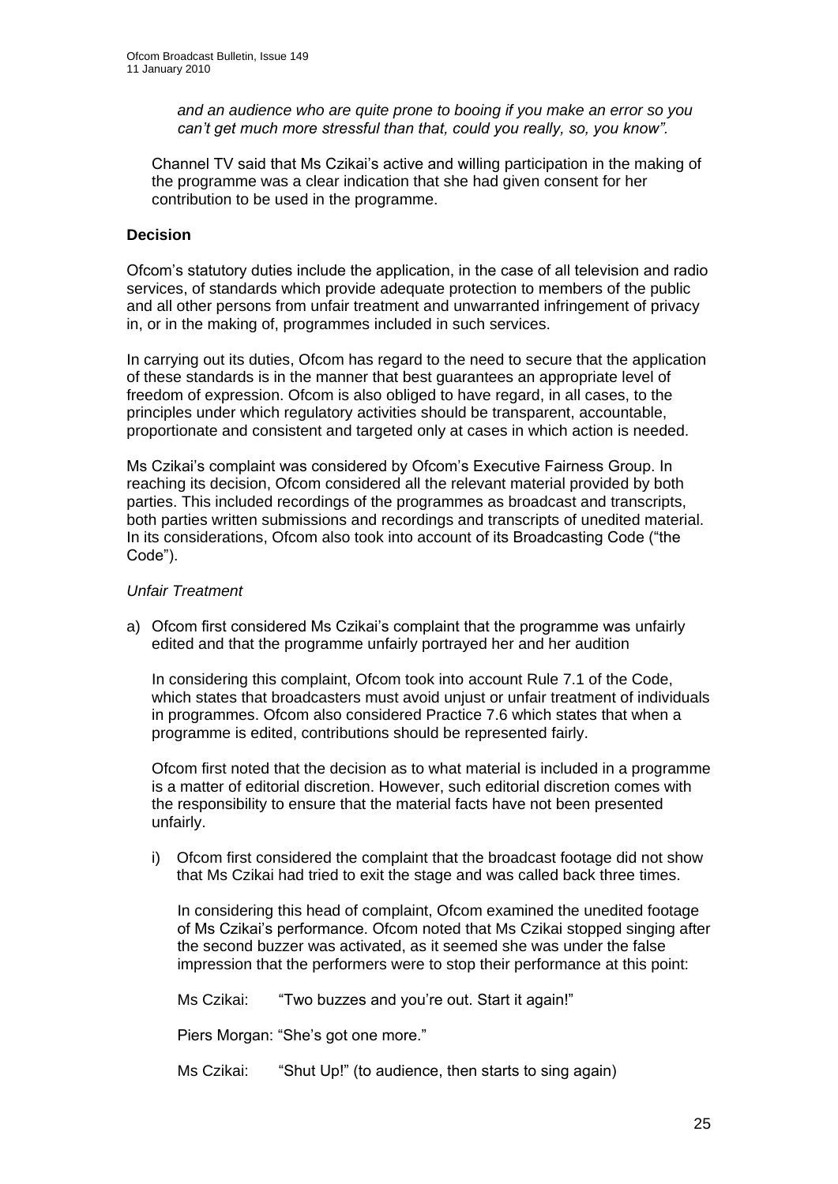*and an audience who are quite prone to booing if you make an error so you can't get much more stressful than that, could you really, so, you know".*

Channel TV said that Ms Czikai's active and willing participation in the making of the programme was a clear indication that she had given consent for her contribution to be used in the programme.

**Decision**

Ofcom's statutory duties include the application, in the case of all television and radio services, of standards which provide adequate protection to members of the public and all other persons from unfair treatment and unwarranted infringement of privacy in, or in the making of, programmes included in such services.

In carrying out its duties, Ofcom has regard to the need to secure that the application of these standards is in the manner that best guarantees an appropriate level of freedom of expression. Ofcom is also obliged to have regard, in all cases, to the principles under which regulatory activities should be transparent, accountable, proportionate and consistent and targeted only at cases in which action is needed.

Ms Czikai's complaint was considered by Ofcom's Executive Fairness Group. In reaching its decision, Ofcom considered all the relevant material provided by both parties. This included recordings of the programmes as broadcast and transcripts, both parties written submissions and recordings and transcripts of unedited material. In its considerations, Ofcom also took into account of its Broadcasting Code ("the Code").

*Unfair Treatment*

a) Ofcom first considered Ms Czikai's complaint that the programme was unfairly edited and that the programme unfairly portrayed her and her audition

   In considering this complaint, Ofcom took into account Rule 7.1 of the Code, which states that broadcasters must avoid unjust or unfair treatment of individuals in programmes. Ofcom also considered Practice 7.6 which states that when a programme is edited, contributions should be represented fairly.

   Ofcom first noted that the decision as to what material is included in a programme is a matter of editorial discretion. However, such editorial discretion comes with the responsibility to ensure that the material facts have not been presented unfairly.

   i) Ofcom first considered the complaint that the broadcast footage did not show that Ms Czikai had tried to exit the stage and was called back three times.

      In considering this head of complaint, Ofcom examined the unedited footage of Ms Czikai's performance. Ofcom noted that Ms Czikai stopped singing after the second buzzer was activated, as it seemed she was under the false impression that the performers were to stop their performance at this point:

      Ms Czikai: "Two buzzes and you're out. Start it again!"

      Piers Morgan: "She's got one more."

      Ms Czikai: "Shut Up!" (to audience, then starts to sing again)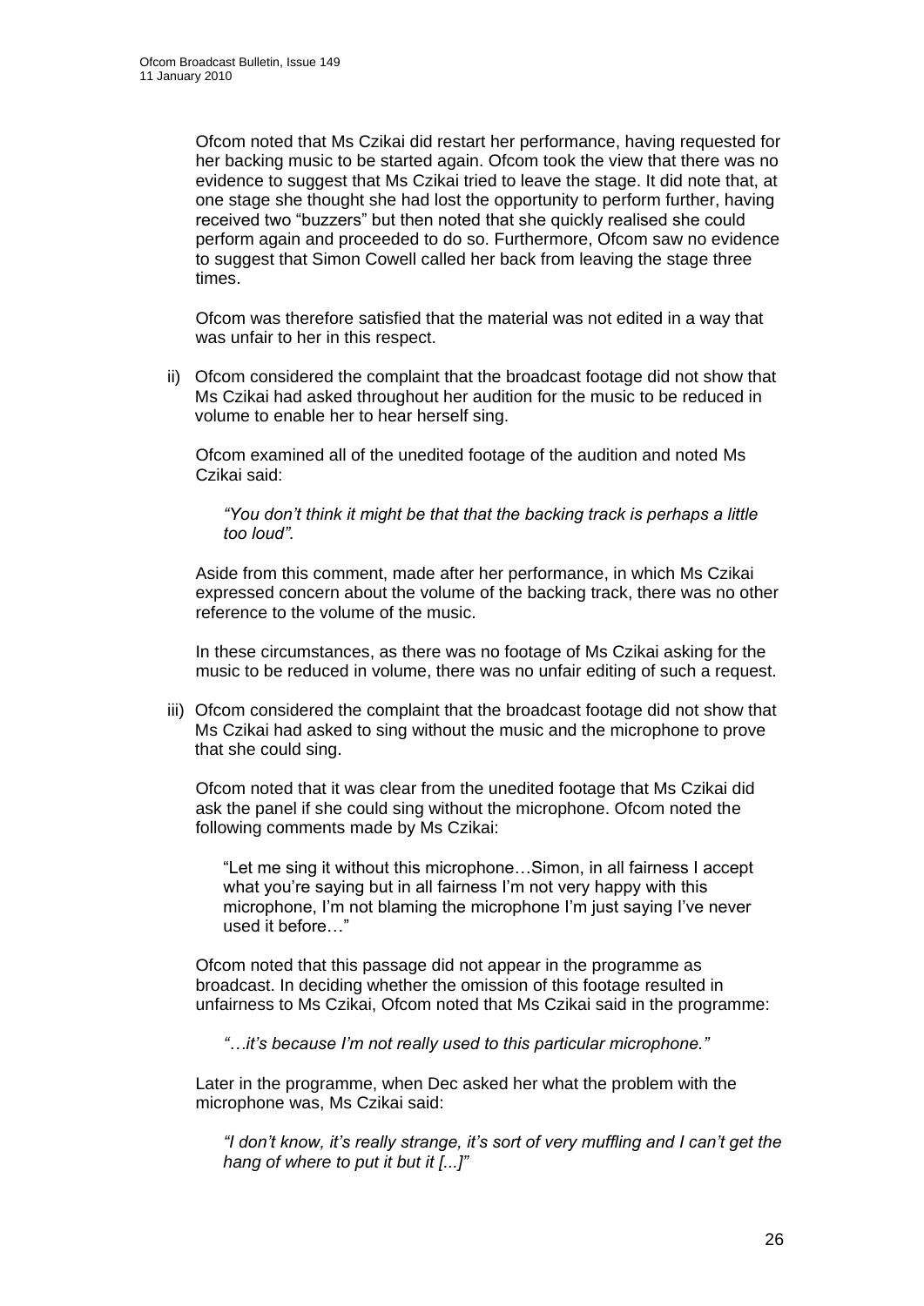Ofcom noted that Ms Czikai did restart her performance, having requested for her backing music to be started again. Ofcom took the view that there was no evidence to suggest that Ms Czikai tried to leave the stage. It did note that, at one stage she thought she had lost the opportunity to perform further, having received two "buzzers" but then noted that she quickly realised she could perform again and proceeded to do so. Furthermore, Ofcom saw no evidence to suggest that Simon Cowell called her back from leaving the stage three times.

Ofcom was therefore satisfied that the material was not edited in a way that was unfair to her in this respect.

ii) Ofcom considered the complaint that the broadcast footage did not show that Ms Czikai had asked throughout her audition for the music to be reduced in volume to enable her to hear herself sing.

Ofcom examined all of the unedited footage of the audition and noted Ms Czikai said:

> *"You don't think it might be that that the backing track is perhaps a little too loud".*

Aside from this comment, made after her performance, in which Ms Czikai expressed concern about the volume of the backing track, there was no other reference to the volume of the music.

In these circumstances, as there was no footage of Ms Czikai asking for the music to be reduced in volume, there was no unfair editing of such a request.

iii) Ofcom considered the complaint that the broadcast footage did not show that Ms Czikai had asked to sing without the music and the microphone to prove that she could sing.

Ofcom noted that it was clear from the unedited footage that Ms Czikai did ask the panel if she could sing without the microphone. Ofcom noted the following comments made by Ms Czikai:

> "Let me sing it without this microphone…Simon, in all fairness I accept what you're saying but in all fairness I'm not very happy with this microphone, I'm not blaming the microphone I'm just saying I've never used it before…"

Ofcom noted that this passage did not appear in the programme as broadcast. In deciding whether the omission of this footage resulted in unfairness to Ms Czikai, Ofcom noted that Ms Czikai said in the programme:

> *"…it's because I'm not really used to this particular microphone."*

Later in the programme, when Dec asked her what the problem with the microphone was, Ms Czikai said:

> *"I don't know, it's really strange, it's sort of very muffling and I can't get the hang of where to put it but it [...]"*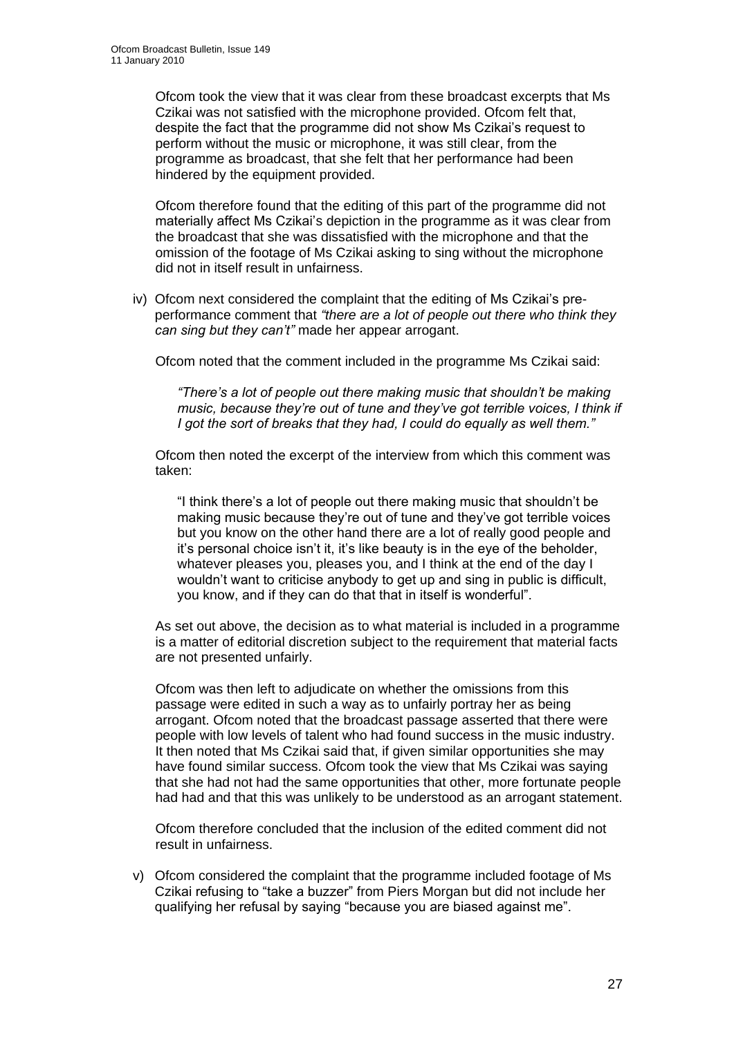Ofcom took the view that it was clear from these broadcast excerpts that Ms Czikai was not satisfied with the microphone provided. Ofcom felt that, despite the fact that the programme did not show Ms Czikai's request to perform without the music or microphone, it was still clear, from the programme as broadcast, that she felt that her performance had been hindered by the equipment provided.

Ofcom therefore found that the editing of this part of the programme did not materially affect Ms Czikai's depiction in the programme as it was clear from the broadcast that she was dissatisfied with the microphone and that the omission of the footage of Ms Czikai asking to sing without the microphone did not in itself result in unfairness.

iv) Ofcom next considered the complaint that the editing of Ms Czikai's pre-performance comment that *"there are a lot of people out there who think they can sing but they can't"* made her appear arrogant.

Ofcom noted that the comment included in the programme Ms Czikai said:

> *"There's a lot of people out there making music that shouldn't be making music, because they're out of tune and they've got terrible voices, I think if I got the sort of breaks that they had, I could do equally as well them."*

Ofcom then noted the excerpt of the interview from which this comment was taken:

> "I think there's a lot of people out there making music that shouldn't be making music because they're out of tune and they've got terrible voices but you know on the other hand there are a lot of really good people and it's personal choice isn't it, it's like beauty is in the eye of the beholder, whatever pleases you, pleases you, and I think at the end of the day I wouldn't want to criticise anybody to get up and sing in public is difficult, you know, and if they can do that that in itself is wonderful".

As set out above, the decision as to what material is included in a programme is a matter of editorial discretion subject to the requirement that material facts are not presented unfairly.

Ofcom was then left to adjudicate on whether the omissions from this passage were edited in such a way as to unfairly portray her as being arrogant. Ofcom noted that the broadcast passage asserted that there were people with low levels of talent who had found success in the music industry. It then noted that Ms Czikai said that, if given similar opportunities she may have found similar success. Ofcom took the view that Ms Czikai was saying that she had not had the same opportunities that other, more fortunate people had had and that this was unlikely to be understood as an arrogant statement.

Ofcom therefore concluded that the inclusion of the edited comment did not result in unfairness.

v) Ofcom considered the complaint that the programme included footage of Ms Czikai refusing to "take a buzzer" from Piers Morgan but did not include her qualifying her refusal by saying "because you are biased against me".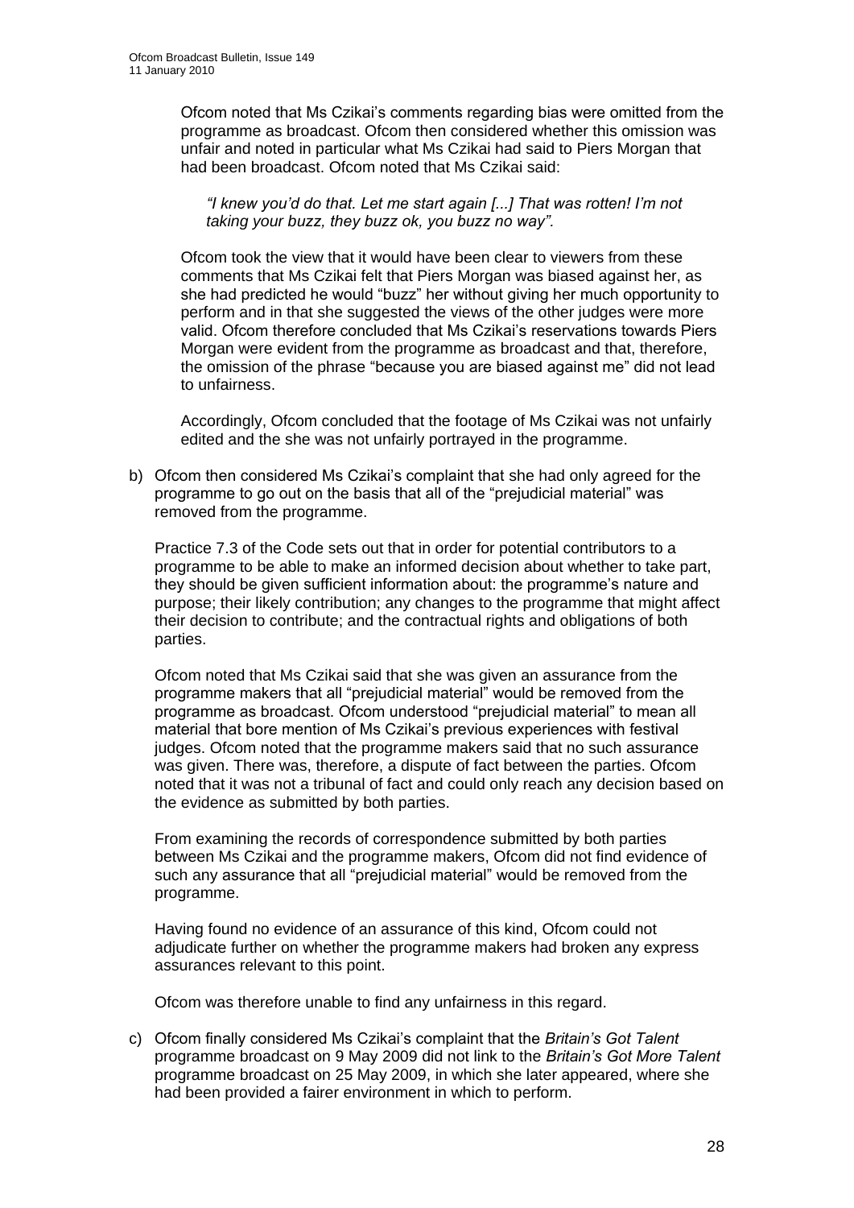Ofcom noted that Ms Czikai's comments regarding bias were omitted from the programme as broadcast. Ofcom then considered whether this omission was unfair and noted in particular what Ms Czikai had said to Piers Morgan that had been broadcast. Ofcom noted that Ms Czikai said:

> *"I knew you'd do that. Let me start again [...] That was rotten! I'm not taking your buzz, they buzz ok, you buzz no way".*

Ofcom took the view that it would have been clear to viewers from these comments that Ms Czikai felt that Piers Morgan was biased against her, as she had predicted he would "buzz" her without giving her much opportunity to perform and in that she suggested the views of the other judges were more valid. Ofcom therefore concluded that Ms Czikai's reservations towards Piers Morgan were evident from the programme as broadcast and that, therefore, the omission of the phrase "because you are biased against me" did not lead to unfairness.

Accordingly, Ofcom concluded that the footage of Ms Czikai was not unfairly edited and the she was not unfairly portrayed in the programme.

b) Ofcom then considered Ms Czikai's complaint that she had only agreed for the programme to go out on the basis that all of the "prejudicial material" was removed from the programme.

Practice 7.3 of the Code sets out that in order for potential contributors to a programme to be able to make an informed decision about whether to take part, they should be given sufficient information about: the programme's nature and purpose; their likely contribution; any changes to the programme that might affect their decision to contribute; and the contractual rights and obligations of both parties.

Ofcom noted that Ms Czikai said that she was given an assurance from the programme makers that all "prejudicial material" would be removed from the programme as broadcast. Ofcom understood "prejudicial material" to mean all material that bore mention of Ms Czikai's previous experiences with festival judges. Ofcom noted that the programme makers said that no such assurance was given. There was, therefore, a dispute of fact between the parties. Ofcom noted that it was not a tribunal of fact and could only reach any decision based on the evidence as submitted by both parties.

From examining the records of correspondence submitted by both parties between Ms Czikai and the programme makers, Ofcom did not find evidence of such any assurance that all "prejudicial material" would be removed from the programme.

Having found no evidence of an assurance of this kind, Ofcom could not adjudicate further on whether the programme makers had broken any express assurances relevant to this point.

Ofcom was therefore unable to find any unfairness in this regard.

c) Ofcom finally considered Ms Czikai's complaint that the *Britain's Got Talent* programme broadcast on 9 May 2009 did not link to the *Britain's Got More Talent* programme broadcast on 25 May 2009, in which she later appeared, where she had been provided a fairer environment in which to perform.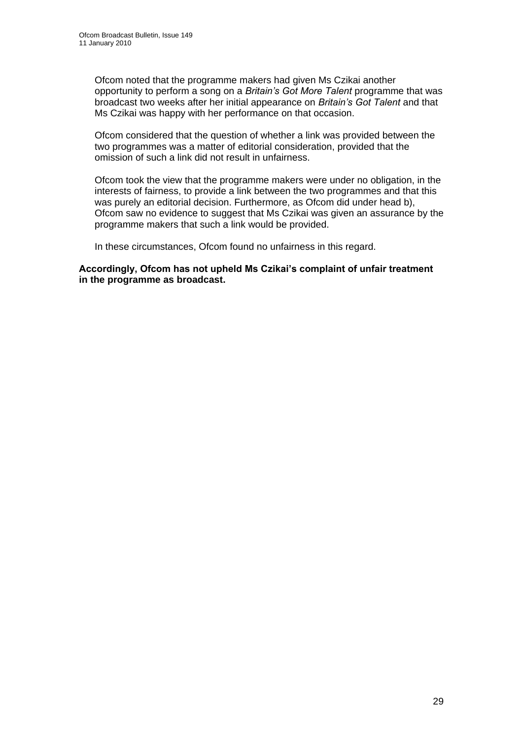Ofcom noted that the programme makers had given Ms Czikai another opportunity to perform a song on a *Britain's Got More Talent* programme that was broadcast two weeks after her initial appearance on *Britain's Got Talent* and that Ms Czikai was happy with her performance on that occasion.

Ofcom considered that the question of whether a link was provided between the two programmes was a matter of editorial consideration, provided that the omission of such a link did not result in unfairness.

Ofcom took the view that the programme makers were under no obligation, in the interests of fairness, to provide a link between the two programmes and that this was purely an editorial decision. Furthermore, as Ofcom did under head b), Ofcom saw no evidence to suggest that Ms Czikai was given an assurance by the programme makers that such a link would be provided.

In these circumstances, Ofcom found no unfairness in this regard.

**Accordingly, Ofcom has not upheld Ms Czikai's complaint of unfair treatment in the programme as broadcast.**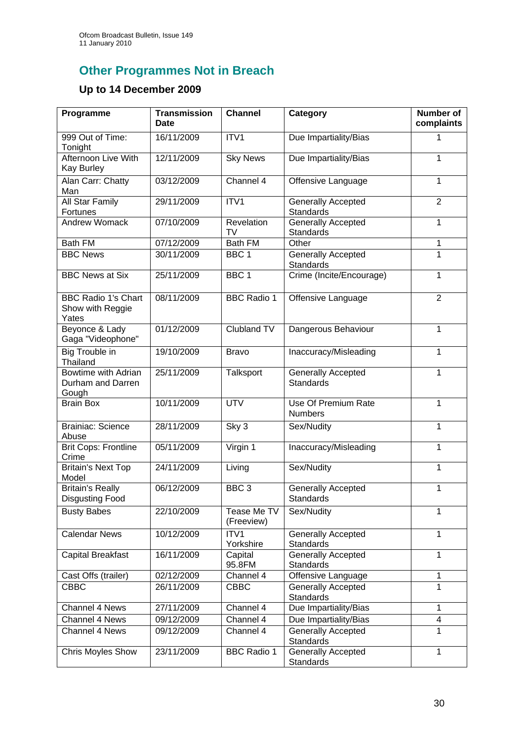## Other Programmes Not in Breach

### Up to 14 December 2009

| Programme | Transmission Date | Channel | Category | Number of complaints |
|---|---|---|---|---|
| 999 Out of Time: Tonight | 16/11/2009 | ITV1 | Due Impartiality/Bias | 1 |
| Afternoon Live With Kay Burley | 12/11/2009 | Sky News | Due Impartiality/Bias | 1 |
| Alan Carr: Chatty Man | 03/12/2009 | Channel 4 | Offensive Language | 1 |
| All Star Family Fortunes | 29/11/2009 | ITV1 | Generally Accepted Standards | 2 |
| Andrew Womack | 07/10/2009 | Revelation TV | Generally Accepted Standards | 1 |
| Bath FM | 07/12/2009 | Bath FM | Other | 1 |
| BBC News | 30/11/2009 | BBC 1 | Generally Accepted Standards | 1 |
| BBC News at Six | 25/11/2009 | BBC 1 | Crime (Incite/Encourage) | 1 |
| BBC Radio 1's Chart Show with Reggie Yates | 08/11/2009 | BBC Radio 1 | Offensive Language | 2 |
| Beyonce & Lady Gaga "Videophone" | 01/12/2009 | Clubland TV | Dangerous Behaviour | 1 |
| Big Trouble in Thailand | 19/10/2009 | Bravo | Inaccuracy/Misleading | 1 |
| Bowtime with Adrian Durham and Darren Gough | 25/11/2009 | Talksport | Generally Accepted Standards | 1 |
| Brain Box | 10/11/2009 | UTV | Use Of Premium Rate Numbers | 1 |
| Brainiac: Science Abuse | 28/11/2009 | Sky 3 | Sex/Nudity | 1 |
| Brit Cops: Frontline Crime | 05/11/2009 | Virgin 1 | Inaccuracy/Misleading | 1 |
| Britain's Next Top Model | 24/11/2009 | Living | Sex/Nudity | 1 |
| Britain's Really Disgusting Food | 06/12/2009 | BBC 3 | Generally Accepted Standards | 1 |
| Busty Babes | 22/10/2009 | Tease Me TV (Freeview) | Sex/Nudity | 1 |
| Calendar News | 10/12/2009 | ITV1 Yorkshire | Generally Accepted Standards | 1 |
| Capital Breakfast | 16/11/2009 | Capital 95.8FM | Generally Accepted Standards | 1 |
| Cast Offs (trailer) | 02/12/2009 | Channel 4 | Offensive Language | 1 |
| CBBC | 26/11/2009 | CBBC | Generally Accepted Standards | 1 |
| Channel 4 News | 27/11/2009 | Channel 4 | Due Impartiality/Bias | 1 |
| Channel 4 News | 09/12/2009 | Channel 4 | Due Impartiality/Bias | 4 |
| Channel 4 News | 09/12/2009 | Channel 4 | Generally Accepted Standards | 1 |
| Chris Moyles Show | 23/11/2009 | BBC Radio 1 | Generally Accepted Standards | 1 |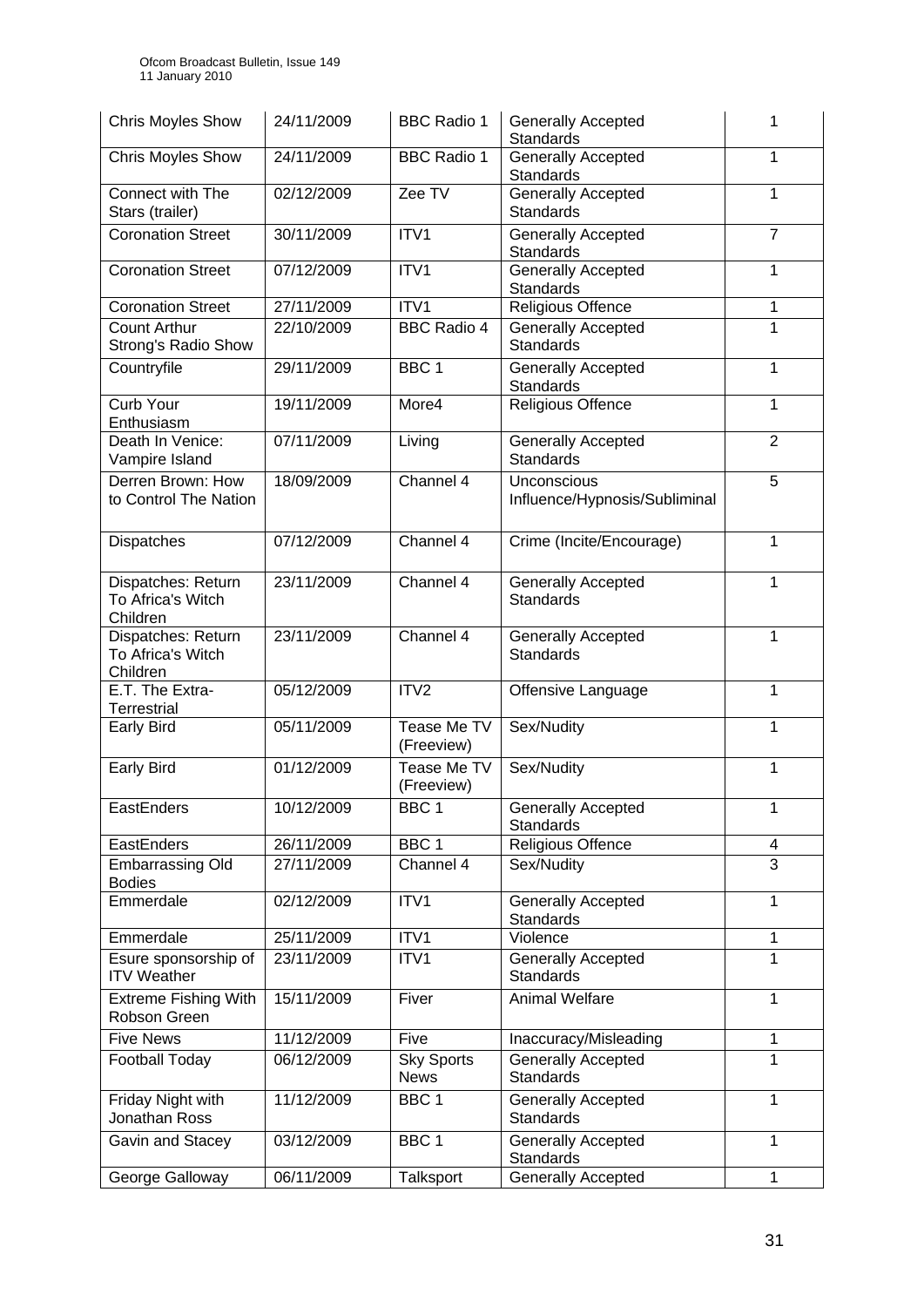| Chris Moyles Show | 24/11/2009 | BBC Radio 1 | Generally Accepted Standards | 1 |
|---|---|---|---|---|
| Chris Moyles Show | 24/11/2009 | BBC Radio 1 | Generally Accepted Standards | 1 |
| Connect with The Stars (trailer) | 02/12/2009 | Zee TV | Generally Accepted Standards | 1 |
| Coronation Street | 30/11/2009 | ITV1 | Generally Accepted Standards | 7 |
| Coronation Street | 07/12/2009 | ITV1 | Generally Accepted Standards | 1 |
| Coronation Street | 27/11/2009 | ITV1 | Religious Offence | 1 |
| Count Arthur Strong's Radio Show | 22/10/2009 | BBC Radio 4 | Generally Accepted Standards | 1 |
| Countryfile | 29/11/2009 | BBC 1 | Generally Accepted Standards | 1 |
| Curb Your Enthusiasm | 19/11/2009 | More4 | Religious Offence | 1 |
| Death In Venice: Vampire Island | 07/11/2009 | Living | Generally Accepted Standards | 2 |
| Derren Brown: How to Control The Nation | 18/09/2009 | Channel 4 | Unconscious Influence/Hypnosis/Subliminal | 5 |
| Dispatches | 07/12/2009 | Channel 4 | Crime (Incite/Encourage) | 1 |
| Dispatches: Return To Africa's Witch Children | 23/11/2009 | Channel 4 | Generally Accepted Standards | 1 |
| Dispatches: Return To Africa's Witch Children | 23/11/2009 | Channel 4 | Generally Accepted Standards | 1 |
| E.T. The Extra-Terrestrial | 05/12/2009 | ITV2 | Offensive Language | 1 |
| Early Bird | 05/11/2009 | Tease Me TV (Freeview) | Sex/Nudity | 1 |
| Early Bird | 01/12/2009 | Tease Me TV (Freeview) | Sex/Nudity | 1 |
| EastEnders | 10/12/2009 | BBC 1 | Generally Accepted Standards | 1 |
| EastEnders | 26/11/2009 | BBC 1 | Religious Offence | 4 |
| Embarrassing Old Bodies | 27/11/2009 | Channel 4 | Sex/Nudity | 3 |
| Emmerdale | 02/12/2009 | ITV1 | Generally Accepted Standards | 1 |
| Emmerdale | 25/11/2009 | ITV1 | Violence | 1 |
| Esure sponsorship of ITV Weather | 23/11/2009 | ITV1 | Generally Accepted Standards | 1 |
| Extreme Fishing With Robson Green | 15/11/2009 | Fiver | Animal Welfare | 1 |
| Five News | 11/12/2009 | Five | Inaccuracy/Misleading | 1 |
| Football Today | 06/12/2009 | Sky Sports News | Generally Accepted Standards | 1 |
| Friday Night with Jonathan Ross | 11/12/2009 | BBC 1 | Generally Accepted Standards | 1 |
| Gavin and Stacey | 03/12/2009 | BBC 1 | Generally Accepted Standards | 1 |
| George Galloway | 06/11/2009 | Talksport | Generally Accepted | 1 |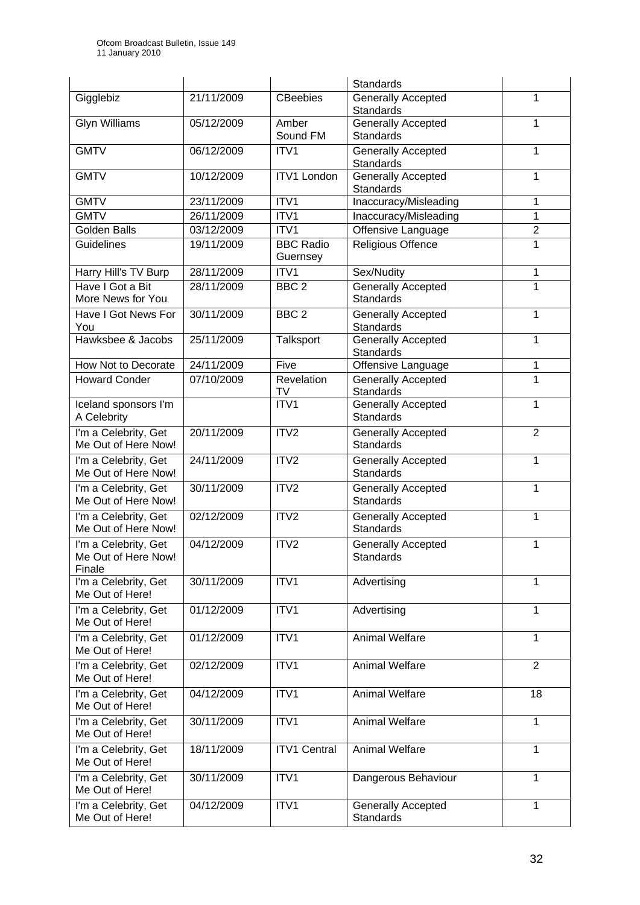| | | | Standards | |
|---|---|---|---|---|
| Gigglebiz | 21/11/2009 | CBeebies | Generally Accepted Standards | 1 |
| Glyn Williams | 05/12/2009 | Amber Sound FM | Generally Accepted Standards | 1 |
| GMTV | 06/12/2009 | ITV1 | Generally Accepted Standards | 1 |
| GMTV | 10/12/2009 | ITV1 London | Generally Accepted Standards | 1 |
| GMTV | 23/11/2009 | ITV1 | Inaccuracy/Misleading | 1 |
| GMTV | 26/11/2009 | ITV1 | Inaccuracy/Misleading | 1 |
| Golden Balls | 03/12/2009 | ITV1 | Offensive Language | 2 |
| Guidelines | 19/11/2009 | BBC Radio Guernsey | Religious Offence | 1 |
| Harry Hill's TV Burp | 28/11/2009 | ITV1 | Sex/Nudity | 1 |
| Have I Got a Bit More News for You | 28/11/2009 | BBC 2 | Generally Accepted Standards | 1 |
| Have I Got News For You | 30/11/2009 | BBC 2 | Generally Accepted Standards | 1 |
| Hawksbee & Jacobs | 25/11/2009 | Talksport | Generally Accepted Standards | 1 |
| How Not to Decorate | 24/11/2009 | Five | Offensive Language | 1 |
| Howard Conder | 07/10/2009 | Revelation TV | Generally Accepted Standards | 1 |
| Iceland sponsors I'm A Celebrity | | ITV1 | Generally Accepted Standards | 1 |
| I'm a Celebrity, Get Me Out of Here Now! | 20/11/2009 | ITV2 | Generally Accepted Standards | 2 |
| I'm a Celebrity, Get Me Out of Here Now! | 24/11/2009 | ITV2 | Generally Accepted Standards | 1 |
| I'm a Celebrity, Get Me Out of Here Now! | 30/11/2009 | ITV2 | Generally Accepted Standards | 1 |
| I'm a Celebrity, Get Me Out of Here Now! | 02/12/2009 | ITV2 | Generally Accepted Standards | 1 |
| I'm a Celebrity, Get Me Out of Here Now! Finale | 04/12/2009 | ITV2 | Generally Accepted Standards | 1 |
| I'm a Celebrity, Get Me Out of Here! | 30/11/2009 | ITV1 | Advertising | 1 |
| I'm a Celebrity, Get Me Out of Here! | 01/12/2009 | ITV1 | Advertising | 1 |
| I'm a Celebrity, Get Me Out of Here! | 01/12/2009 | ITV1 | Animal Welfare | 1 |
| I'm a Celebrity, Get Me Out of Here! | 02/12/2009 | ITV1 | Animal Welfare | 2 |
| I'm a Celebrity, Get Me Out of Here! | 04/12/2009 | ITV1 | Animal Welfare | 18 |
| I'm a Celebrity, Get Me Out of Here! | 30/11/2009 | ITV1 | Animal Welfare | 1 |
| I'm a Celebrity, Get Me Out of Here! | 18/11/2009 | ITV1 Central | Animal Welfare | 1 |
| I'm a Celebrity, Get Me Out of Here! | 30/11/2009 | ITV1 | Dangerous Behaviour | 1 |
| I'm a Celebrity, Get Me Out of Here! | 04/12/2009 | ITV1 | Generally Accepted Standards | 1 |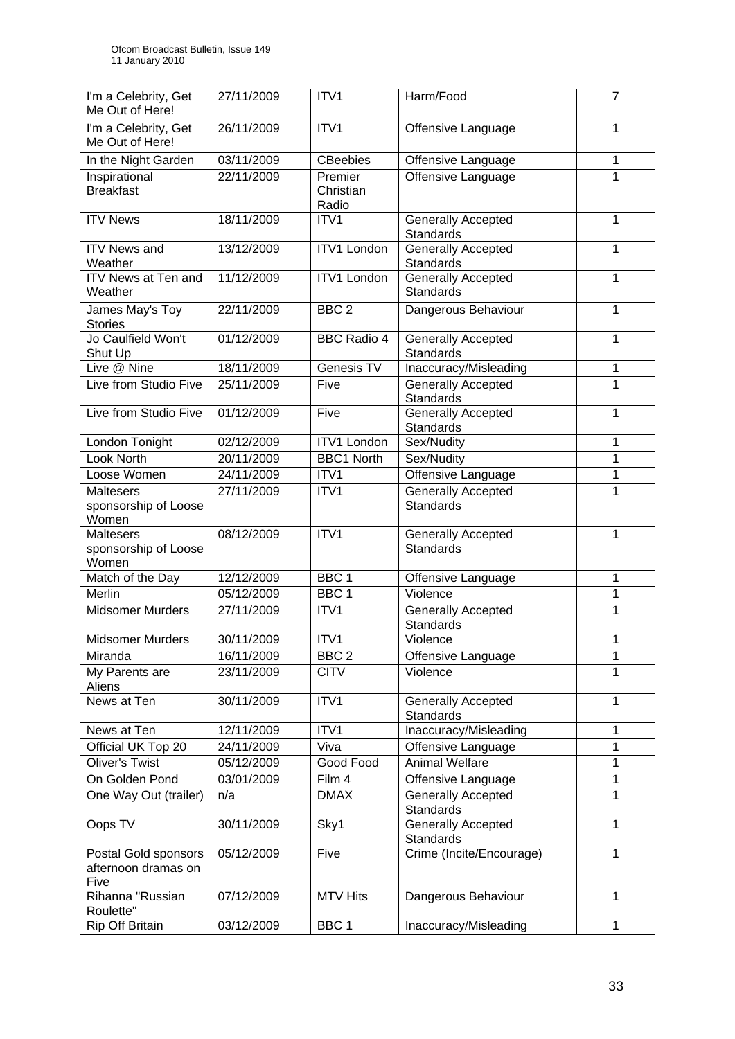| | | | | |
|---|---|---|---|---|
| I'm a Celebrity, Get Me Out of Here! | 27/11/2009 | ITV1 | Harm/Food | 7 |
| I'm a Celebrity, Get Me Out of Here! | 26/11/2009 | ITV1 | Offensive Language | 1 |
| In the Night Garden | 03/11/2009 | CBeebies | Offensive Language | 1 |
| Inspirational Breakfast | 22/11/2009 | Premier Christian Radio | Offensive Language | 1 |
| ITV News | 18/11/2009 | ITV1 | Generally Accepted Standards | 1 |
| ITV News and Weather | 13/12/2009 | ITV1 London | Generally Accepted Standards | 1 |
| ITV News at Ten and Weather | 11/12/2009 | ITV1 London | Generally Accepted Standards | 1 |
| James May's Toy Stories | 22/11/2009 | BBC 2 | Dangerous Behaviour | 1 |
| Jo Caulfield Won't Shut Up | 01/12/2009 | BBC Radio 4 | Generally Accepted Standards | 1 |
| Live @ Nine | 18/11/2009 | Genesis TV | Inaccuracy/Misleading | 1 |
| Live from Studio Five | 25/11/2009 | Five | Generally Accepted Standards | 1 |
| Live from Studio Five | 01/12/2009 | Five | Generally Accepted Standards | 1 |
| London Tonight | 02/12/2009 | ITV1 London | Sex/Nudity | 1 |
| Look North | 20/11/2009 | BBC1 North | Sex/Nudity | 1 |
| Loose Women | 24/11/2009 | ITV1 | Offensive Language | 1 |
| Maltesers sponsorship of Loose Women | 27/11/2009 | ITV1 | Generally Accepted Standards | 1 |
| Maltesers sponsorship of Loose Women | 08/12/2009 | ITV1 | Generally Accepted Standards | 1 |
| Match of the Day | 12/12/2009 | BBC 1 | Offensive Language | 1 |
| Merlin | 05/12/2009 | BBC 1 | Violence | 1 |
| Midsomer Murders | 27/11/2009 | ITV1 | Generally Accepted Standards | 1 |
| Midsomer Murders | 30/11/2009 | ITV1 | Violence | 1 |
| Miranda | 16/11/2009 | BBC 2 | Offensive Language | 1 |
| My Parents are Aliens | 23/11/2009 | CITV | Violence | 1 |
| News at Ten | 30/11/2009 | ITV1 | Generally Accepted Standards | 1 |
| News at Ten | 12/11/2009 | ITV1 | Inaccuracy/Misleading | 1 |
| Official UK Top 20 | 24/11/2009 | Viva | Offensive Language | 1 |
| Oliver's Twist | 05/12/2009 | Good Food | Animal Welfare | 1 |
| On Golden Pond | 03/01/2009 | Film 4 | Offensive Language | 1 |
| One Way Out (trailer) | n/a | DMAX | Generally Accepted Standards | 1 |
| Oops TV | 30/11/2009 | Sky1 | Generally Accepted Standards | 1 |
| Postal Gold sponsors afternoon dramas on Five | 05/12/2009 | Five | Crime (Incite/Encourage) | 1 |
| Rihanna "Russian Roulette" | 07/12/2009 | MTV Hits | Dangerous Behaviour | 1 |
| Rip Off Britain | 03/12/2009 | BBC 1 | Inaccuracy/Misleading | 1 |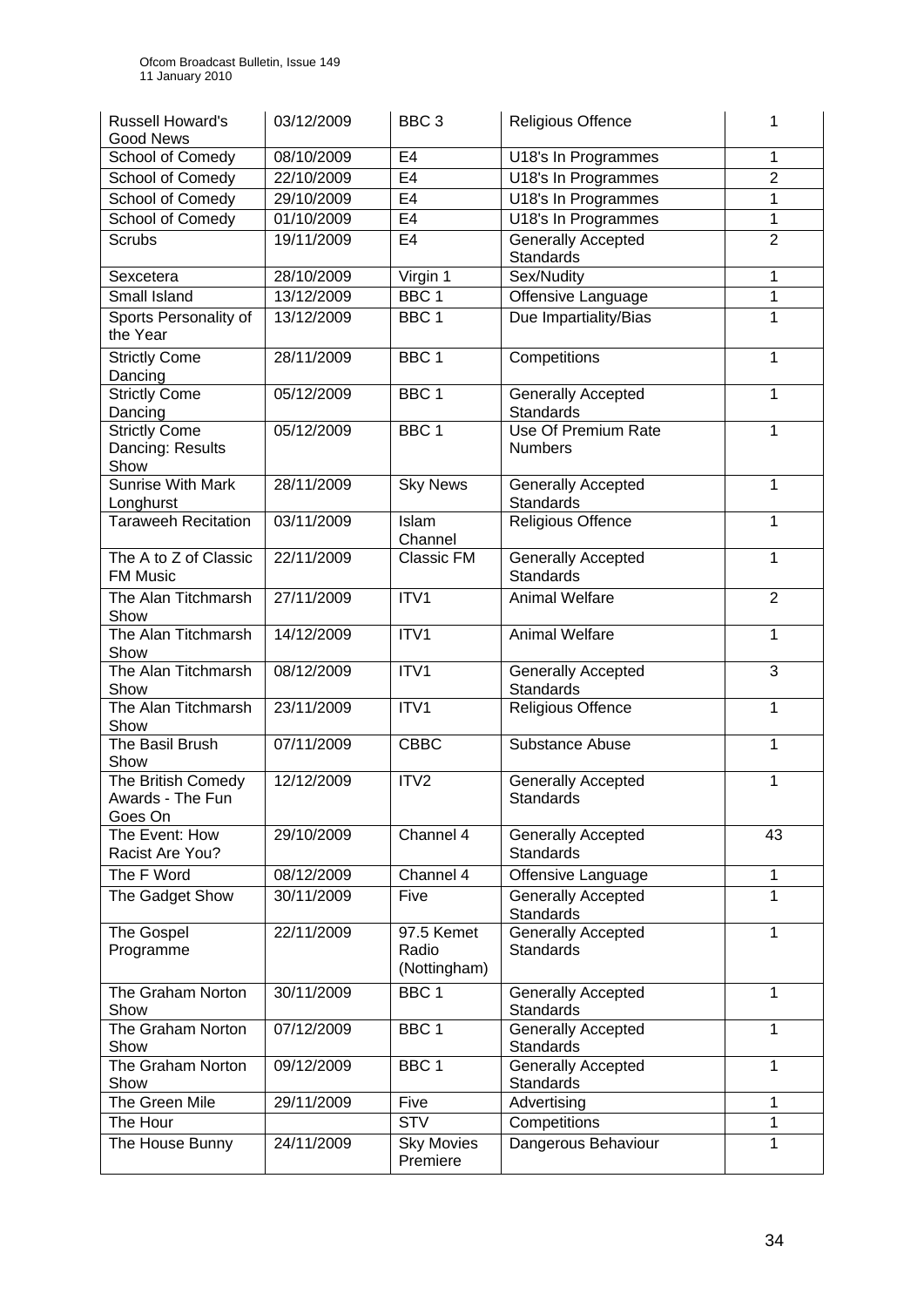| Russell Howard's Good News | 03/12/2009 | BBC 3 | Religious Offence | 1 |
|---|---|---|---|---|
| School of Comedy | 08/10/2009 | E4 | U18's In Programmes | 1 |
| School of Comedy | 22/10/2009 | E4 | U18's In Programmes | 2 |
| School of Comedy | 29/10/2009 | E4 | U18's In Programmes | 1 |
| School of Comedy | 01/10/2009 | E4 | U18's In Programmes | 1 |
| Scrubs | 19/11/2009 | E4 | Generally Accepted Standards | 2 |
| Sexcetera | 28/10/2009 | Virgin 1 | Sex/Nudity | 1 |
| Small Island | 13/12/2009 | BBC 1 | Offensive Language | 1 |
| Sports Personality of the Year | 13/12/2009 | BBC 1 | Due Impartiality/Bias | 1 |
| Strictly Come Dancing | 28/11/2009 | BBC 1 | Competitions | 1 |
| Strictly Come Dancing | 05/12/2009 | BBC 1 | Generally Accepted Standards | 1 |
| Strictly Come Dancing: Results Show | 05/12/2009 | BBC 1 | Use Of Premium Rate Numbers | 1 |
| Sunrise With Mark Longhurst | 28/11/2009 | Sky News | Generally Accepted Standards | 1 |
| Taraweeh Recitation | 03/11/2009 | Islam Channel | Religious Offence | 1 |
| The A to Z of Classic FM Music | 22/11/2009 | Classic FM | Generally Accepted Standards | 1 |
| The Alan Titchmarsh Show | 27/11/2009 | ITV1 | Animal Welfare | 2 |
| The Alan Titchmarsh Show | 14/12/2009 | ITV1 | Animal Welfare | 1 |
| The Alan Titchmarsh Show | 08/12/2009 | ITV1 | Generally Accepted Standards | 3 |
| The Alan Titchmarsh Show | 23/11/2009 | ITV1 | Religious Offence | 1 |
| The Basil Brush Show | 07/11/2009 | CBBC | Substance Abuse | 1 |
| The British Comedy Awards - The Fun Goes On | 12/12/2009 | ITV2 | Generally Accepted Standards | 1 |
| The Event: How Racist Are You? | 29/10/2009 | Channel 4 | Generally Accepted Standards | 43 |
| The F Word | 08/12/2009 | Channel 4 | Offensive Language | 1 |
| The Gadget Show | 30/11/2009 | Five | Generally Accepted Standards | 1 |
| The Gospel Programme | 22/11/2009 | 97.5 Kemet Radio (Nottingham) | Generally Accepted Standards | 1 |
| The Graham Norton Show | 30/11/2009 | BBC 1 | Generally Accepted Standards | 1 |
| The Graham Norton Show | 07/12/2009 | BBC 1 | Generally Accepted Standards | 1 |
| The Graham Norton Show | 09/12/2009 | BBC 1 | Generally Accepted Standards | 1 |
| The Green Mile | 29/11/2009 | Five | Advertising | 1 |
| The Hour | | STV | Competitions | 1 |
| The House Bunny | 24/11/2009 | Sky Movies Premiere | Dangerous Behaviour | 1 |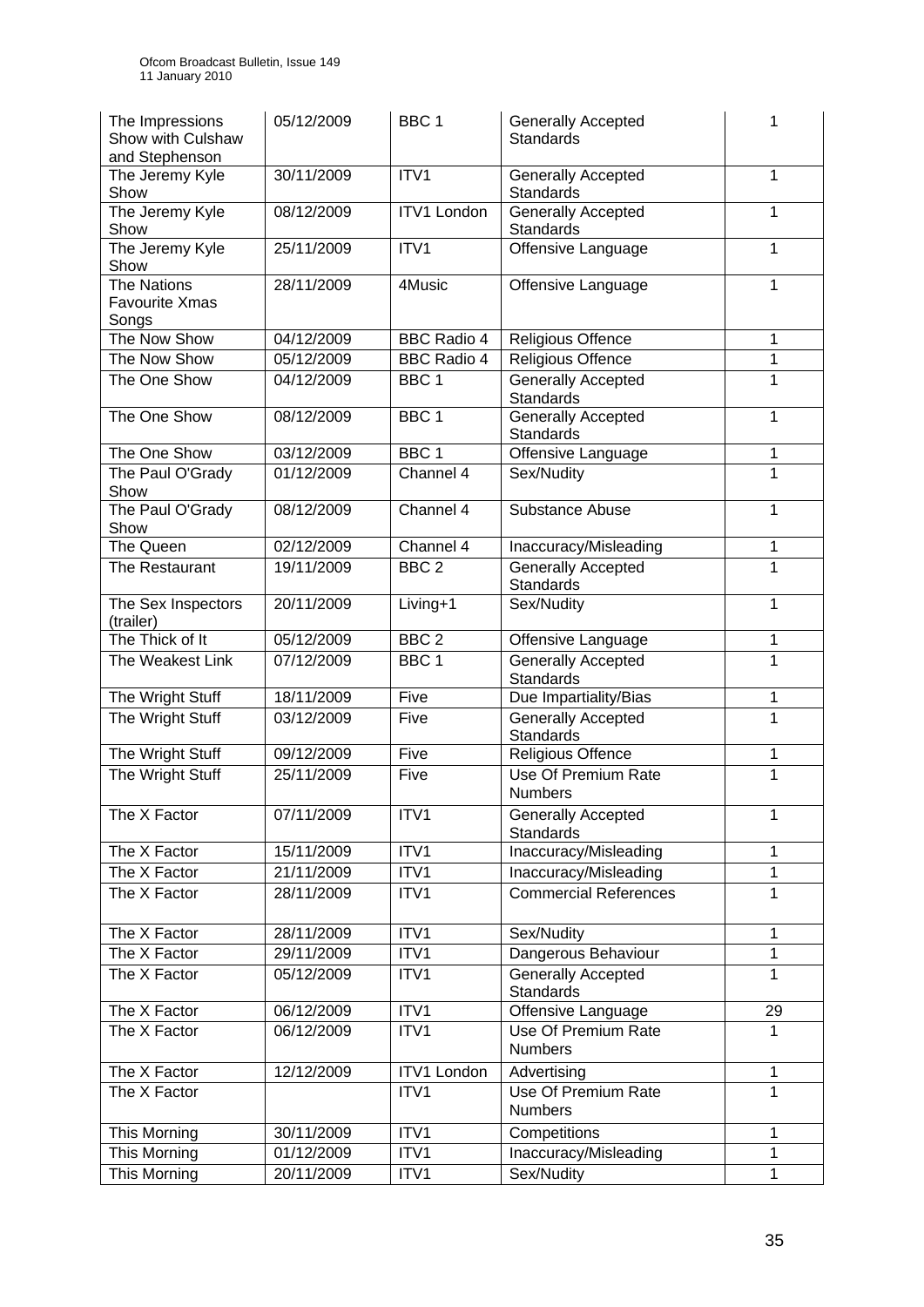| | | | | |
|---|---|---|---|---|
| The Impressions Show with Culshaw and Stephenson | 05/12/2009 | BBC 1 | Generally Accepted Standards | 1 |
| The Jeremy Kyle Show | 30/11/2009 | ITV1 | Generally Accepted Standards | 1 |
| The Jeremy Kyle Show | 08/12/2009 | ITV1 London | Generally Accepted Standards | 1 |
| The Jeremy Kyle Show | 25/11/2009 | ITV1 | Offensive Language | 1 |
| The Nations Favourite Xmas Songs | 28/11/2009 | 4Music | Offensive Language | 1 |
| The Now Show | 04/12/2009 | BBC Radio 4 | Religious Offence | 1 |
| The Now Show | 05/12/2009 | BBC Radio 4 | Religious Offence | 1 |
| The One Show | 04/12/2009 | BBC 1 | Generally Accepted Standards | 1 |
| The One Show | 08/12/2009 | BBC 1 | Generally Accepted Standards | 1 |
| The One Show | 03/12/2009 | BBC 1 | Offensive Language | 1 |
| The Paul O'Grady Show | 01/12/2009 | Channel 4 | Sex/Nudity | 1 |
| The Paul O'Grady Show | 08/12/2009 | Channel 4 | Substance Abuse | 1 |
| The Queen | 02/12/2009 | Channel 4 | Inaccuracy/Misleading | 1 |
| The Restaurant | 19/11/2009 | BBC 2 | Generally Accepted Standards | 1 |
| The Sex Inspectors (trailer) | 20/11/2009 | Living+1 | Sex/Nudity | 1 |
| The Thick of It | 05/12/2009 | BBC 2 | Offensive Language | 1 |
| The Weakest Link | 07/12/2009 | BBC 1 | Generally Accepted Standards | 1 |
| The Wright Stuff | 18/11/2009 | Five | Due Impartiality/Bias | 1 |
| The Wright Stuff | 03/12/2009 | Five | Generally Accepted Standards | 1 |
| The Wright Stuff | 09/12/2009 | Five | Religious Offence | 1 |
| The Wright Stuff | 25/11/2009 | Five | Use Of Premium Rate Numbers | 1 |
| The X Factor | 07/11/2009 | ITV1 | Generally Accepted Standards | 1 |
| The X Factor | 15/11/2009 | ITV1 | Inaccuracy/Misleading | 1 |
| The X Factor | 21/11/2009 | ITV1 | Inaccuracy/Misleading | 1 |
| The X Factor | 28/11/2009 | ITV1 | Commercial References | 1 |
| The X Factor | 28/11/2009 | ITV1 | Sex/Nudity | 1 |
| The X Factor | 29/11/2009 | ITV1 | Dangerous Behaviour | 1 |
| The X Factor | 05/12/2009 | ITV1 | Generally Accepted Standards | 1 |
| The X Factor | 06/12/2009 | ITV1 | Offensive Language | 29 |
| The X Factor | 06/12/2009 | ITV1 | Use Of Premium Rate Numbers | 1 |
| The X Factor | 12/12/2009 | ITV1 London | Advertising | 1 |
| The X Factor | | ITV1 | Use Of Premium Rate Numbers | 1 |
| This Morning | 30/11/2009 | ITV1 | Competitions | 1 |
| This Morning | 01/12/2009 | ITV1 | Inaccuracy/Misleading | 1 |
| This Morning | 20/11/2009 | ITV1 | Sex/Nudity | 1 |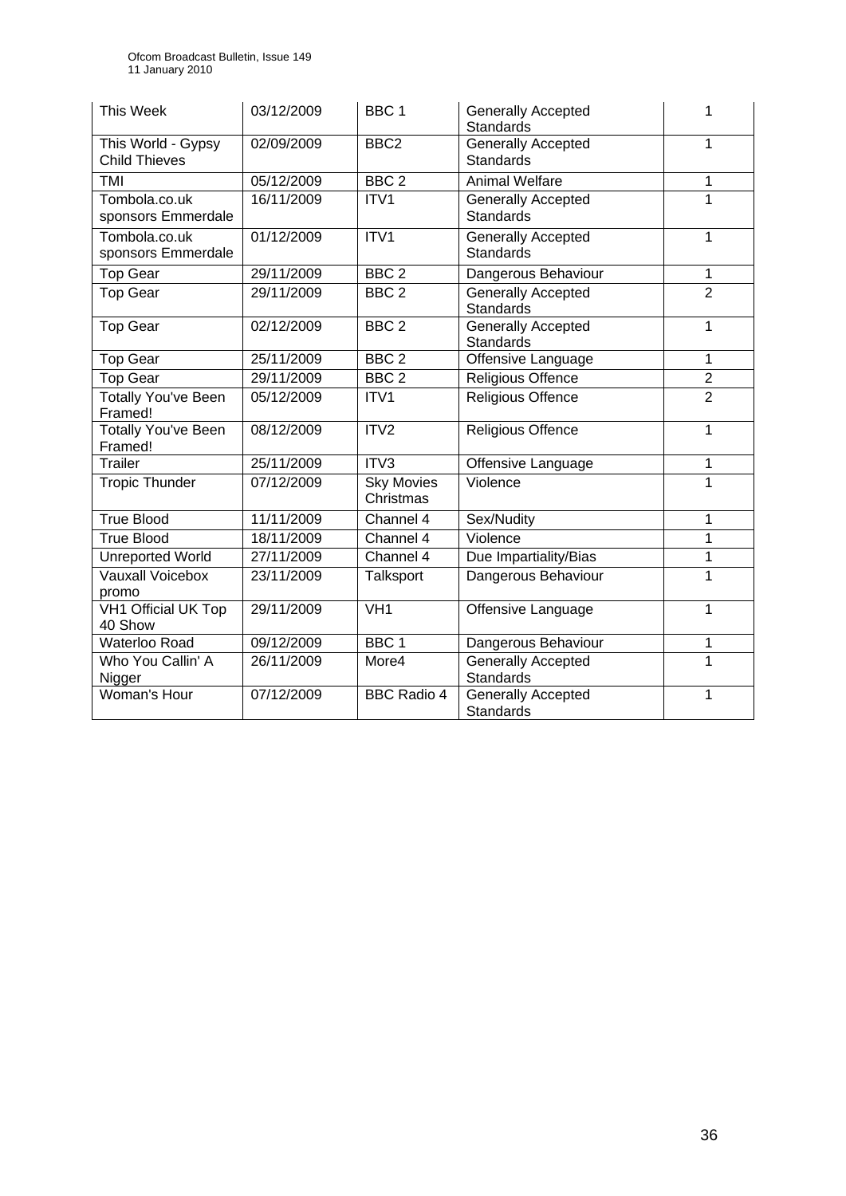| | | | | |
|---|---|---|---|---|
| This Week | 03/12/2009 | BBC 1 | Generally Accepted Standards | 1 |
| This World - Gypsy Child Thieves | 02/09/2009 | BBC2 | Generally Accepted Standards | 1 |
| TMI | 05/12/2009 | BBC 2 | Animal Welfare | 1 |
| Tombola.co.uk sponsors Emmerdale | 16/11/2009 | ITV1 | Generally Accepted Standards | 1 |
| Tombola.co.uk sponsors Emmerdale | 01/12/2009 | ITV1 | Generally Accepted Standards | 1 |
| Top Gear | 29/11/2009 | BBC 2 | Dangerous Behaviour | 1 |
| Top Gear | 29/11/2009 | BBC 2 | Generally Accepted Standards | 2 |
| Top Gear | 02/12/2009 | BBC 2 | Generally Accepted Standards | 1 |
| Top Gear | 25/11/2009 | BBC 2 | Offensive Language | 1 |
| Top Gear | 29/11/2009 | BBC 2 | Religious Offence | 2 |
| Totally You've Been Framed! | 05/12/2009 | ITV1 | Religious Offence | 2 |
| Totally You've Been Framed! | 08/12/2009 | ITV2 | Religious Offence | 1 |
| Trailer | 25/11/2009 | ITV3 | Offensive Language | 1 |
| Tropic Thunder | 07/12/2009 | Sky Movies Christmas | Violence | 1 |
| True Blood | 11/11/2009 | Channel 4 | Sex/Nudity | 1 |
| True Blood | 18/11/2009 | Channel 4 | Violence | 1 |
| Unreported World | 27/11/2009 | Channel 4 | Due Impartiality/Bias | 1 |
| Vauxall Voicebox promo | 23/11/2009 | Talksport | Dangerous Behaviour | 1 |
| VH1 Official UK Top 40 Show | 29/11/2009 | VH1 | Offensive Language | 1 |
| Waterloo Road | 09/12/2009 | BBC 1 | Dangerous Behaviour | 1 |
| Who You Callin' A Nigger | 26/11/2009 | More4 | Generally Accepted Standards | 1 |
| Woman's Hour | 07/12/2009 | BBC Radio 4 | Generally Accepted Standards | 1 |